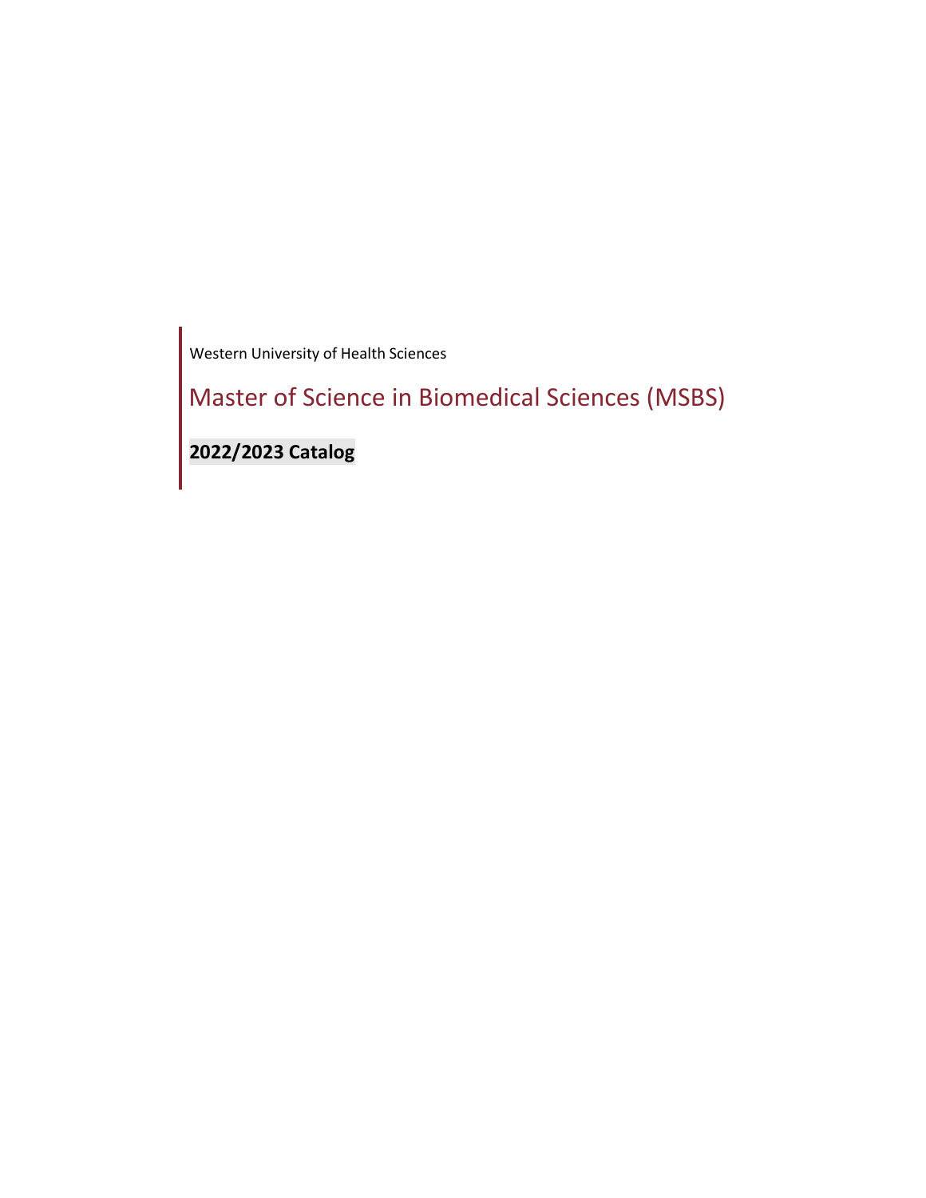Western University of Health Sciences

# Master of Science in Biomedical Sciences (MSBS)

**2022/2023 Catalog**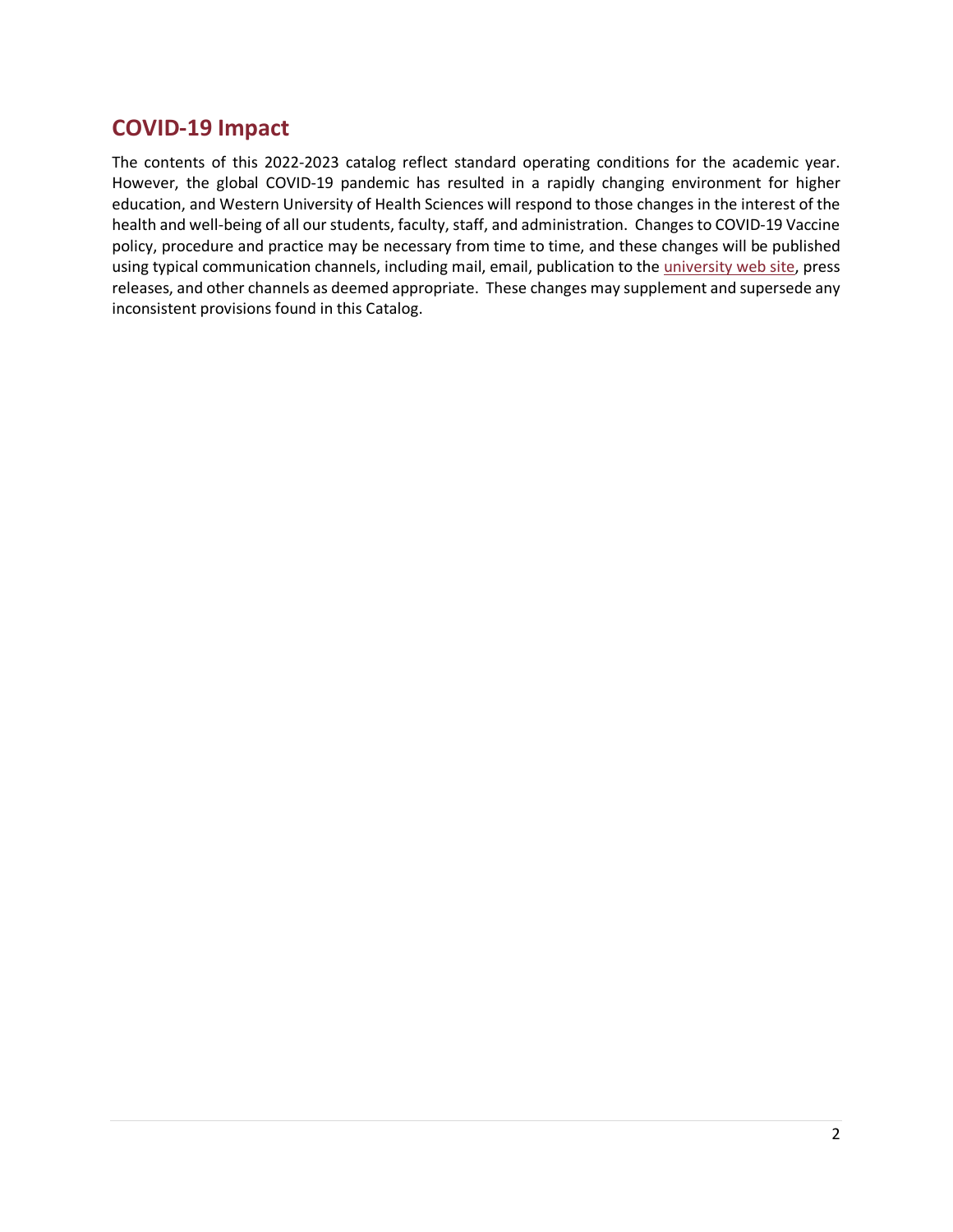## COVID-19 Impact

The contents of this 2022-2023 catalog reflect standard operating conditions for the academic year. However, the global COVID-19 pandemic has resulted in a rapidly changing environment for higher education, and Western University of Health Sciences will respond to those changes in the interest of the health and well-being of all our students, faculty, staff, and administration. Changes to COVID-19 Vaccine policy, procedure and practice may be necessary from time to time, and these changes will be published using typical communication channels, including mail, email, publication to the university web site, press releases, and other channels as deemed appropriate. These changes may supplement and supersede any inconsistent provisions found in this Catalog.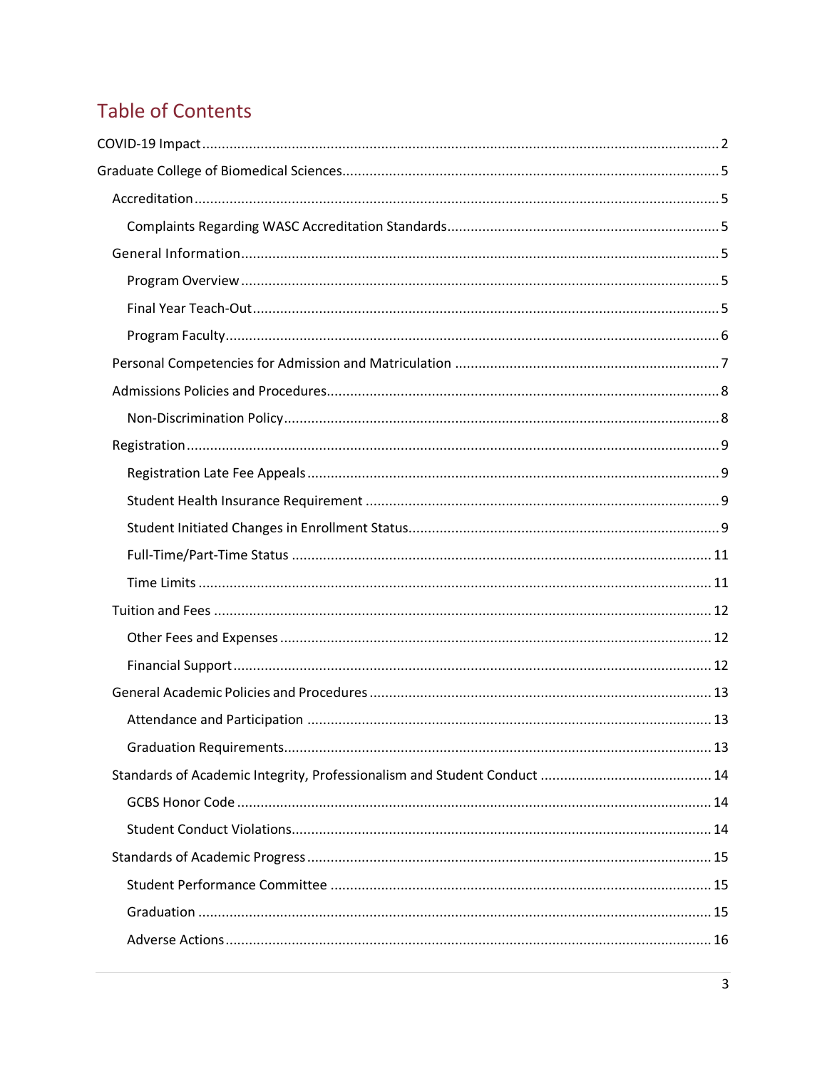# Table of Contents

- COVID-19 Impact .......... 2
- Graduate College of Biomedical Sciences .......... 5
  - Accreditation .......... 5
    - Complaints Regarding WASC Accreditation Standards .......... 5
  - General Information .......... 5
    - Program Overview .......... 5
    - Final Year Teach-Out .......... 5
    - Program Faculty .......... 6
  - Personal Competencies for Admission and Matriculation .......... 7
  - Admissions Policies and Procedures .......... 8
    - Non-Discrimination Policy .......... 8
  - Registration .......... 9
    - Registration Late Fee Appeals .......... 9
    - Student Health Insurance Requirement .......... 9
    - Student Initiated Changes in Enrollment Status .......... 9
    - Full-Time/Part-Time Status .......... 11
    - Time Limits .......... 11
  - Tuition and Fees .......... 12
    - Other Fees and Expenses .......... 12
    - Financial Support .......... 12
  - General Academic Policies and Procedures .......... 13
    - Attendance and Participation .......... 13
    - Graduation Requirements .......... 13
  - Standards of Academic Integrity, Professionalism and Student Conduct .......... 14
    - GCBS Honor Code .......... 14
    - Student Conduct Violations .......... 14
  - Standards of Academic Progress .......... 15
    - Student Performance Committee .......... 15
    - Graduation .......... 15
    - Adverse Actions .......... 16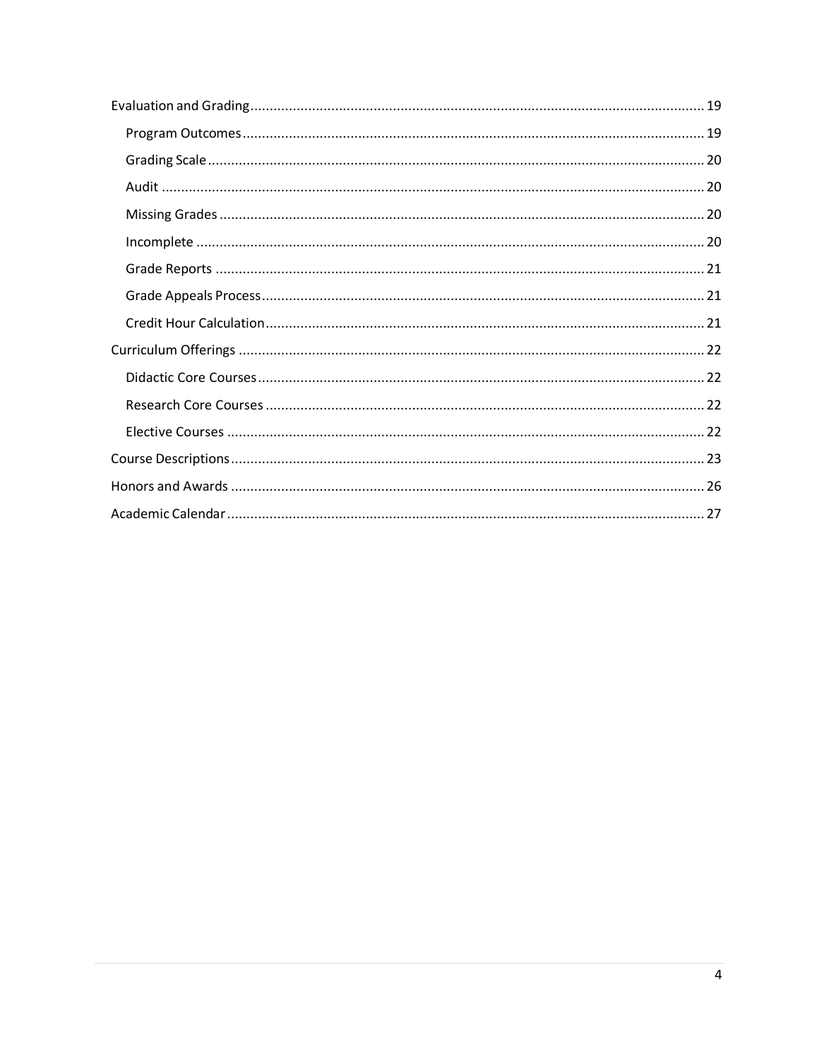Evaluation and Grading ........................................................................................................ 19

- Program Outcomes ........................................................................................................ 19
- Grading Scale ................................................................................................................ 20
- Audit ............................................................................................................................ 20
- Missing Grades ............................................................................................................. 20
- Incomplete ................................................................................................................... 20
- Grade Reports .............................................................................................................. 21
- Grade Appeals Process .................................................................................................. 21
- Credit Hour Calculation ................................................................................................. 21

Curriculum Offerings .......................................................................................................... 22

- Didactic Core Courses ................................................................................................... 22
- Research Core Courses ................................................................................................. 22
- Elective Courses ........................................................................................................... 22

Course Descriptions ............................................................................................................ 23

Honors and Awards ............................................................................................................ 26

Academic Calendar ............................................................................................................. 27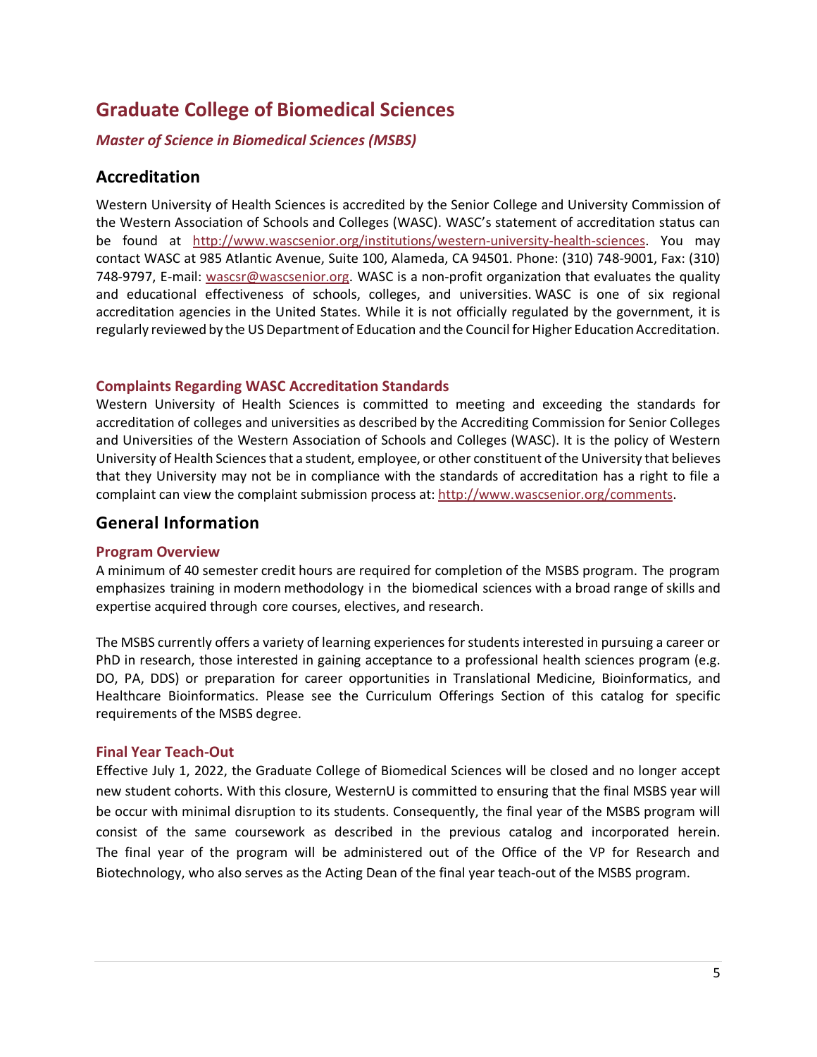# Graduate College of Biomedical Sciences

*Master of Science in Biomedical Sciences (MSBS)*

## Accreditation

Western University of Health Sciences is accredited by the Senior College and University Commission of the Western Association of Schools and Colleges (WASC). WASC's statement of accreditation status can be found at http://www.wascsenior.org/institutions/western-university-health-sciences. You may contact WASC at 985 Atlantic Avenue, Suite 100, Alameda, CA 94501. Phone: (310) 748-9001, Fax: (310) 748-9797, E-mail: wascsr@wascsenior.org. WASC is a non-profit organization that evaluates the quality and educational effectiveness of schools, colleges, and universities. WASC is one of six regional accreditation agencies in the United States. While it is not officially regulated by the government, it is regularly reviewed by the US Department of Education and the Council for Higher Education Accreditation.

### Complaints Regarding WASC Accreditation Standards

Western University of Health Sciences is committed to meeting and exceeding the standards for accreditation of colleges and universities as described by the Accrediting Commission for Senior Colleges and Universities of the Western Association of Schools and Colleges (WASC). It is the policy of Western University of Health Sciences that a student, employee, or other constituent of the University that believes that they University may not be in compliance with the standards of accreditation has a right to file a complaint can view the complaint submission process at: http://www.wascsenior.org/comments.

## General Information

### Program Overview

A minimum of 40 semester credit hours are required for completion of the MSBS program. The program emphasizes training in modern methodology in the biomedical sciences with a broad range of skills and expertise acquired through core courses, electives, and research.

The MSBS currently offers a variety of learning experiences for students interested in pursuing a career or PhD in research, those interested in gaining acceptance to a professional health sciences program (e.g. DO, PA, DDS) or preparation for career opportunities in Translational Medicine, Bioinformatics, and Healthcare Bioinformatics. Please see the Curriculum Offerings Section of this catalog for specific requirements of the MSBS degree.

### Final Year Teach-Out

Effective July 1, 2022, the Graduate College of Biomedical Sciences will be closed and no longer accept new student cohorts. With this closure, WesternU is committed to ensuring that the final MSBS year will be occur with minimal disruption to its students. Consequently, the final year of the MSBS program will consist of the same coursework as described in the previous catalog and incorporated herein. The final year of the program will be administered out of the Office of the VP for Research and Biotechnology, who also serves as the Acting Dean of the final year teach-out of the MSBS program.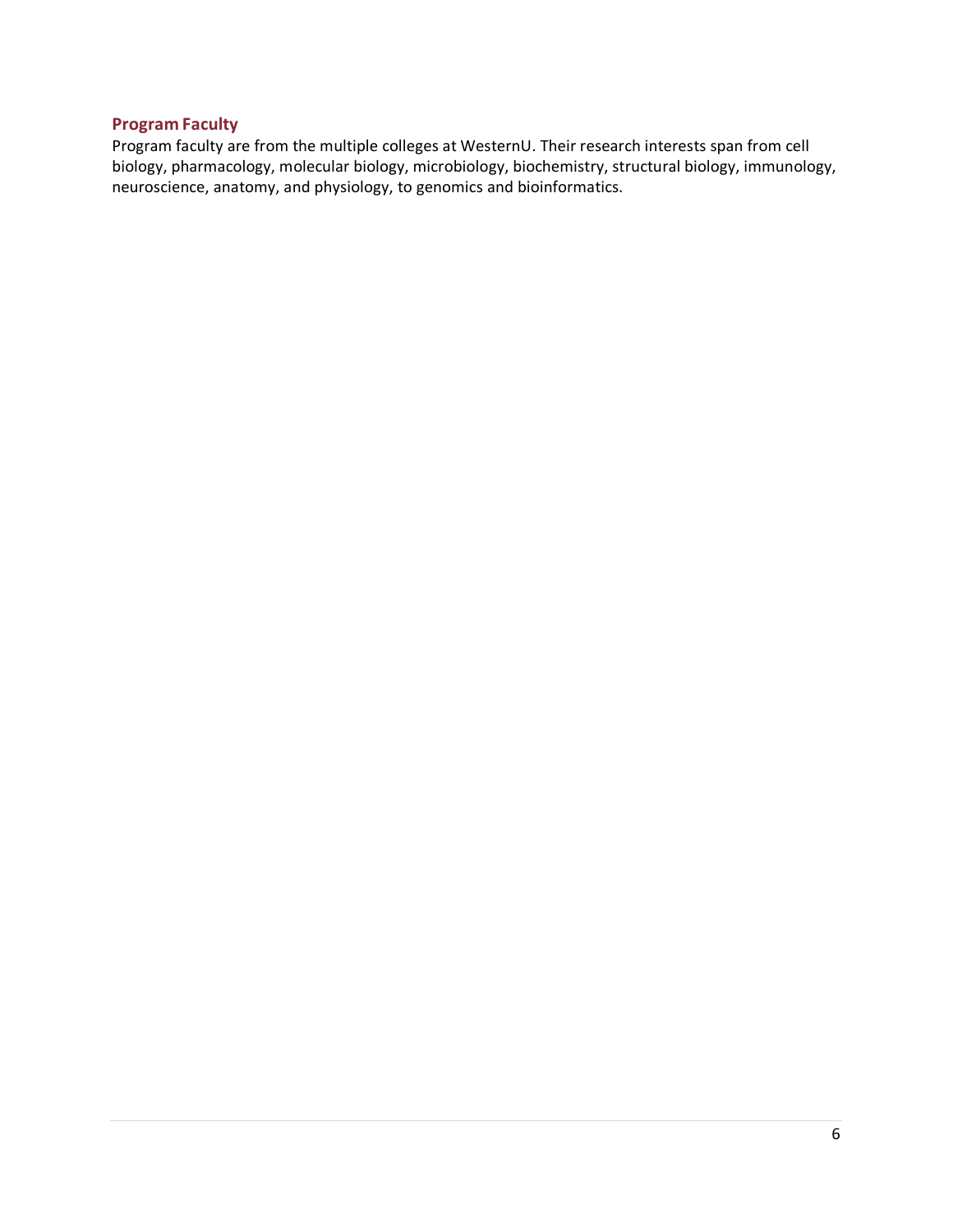## Program Faculty

Program faculty are from the multiple colleges at WesternU. Their research interests span from cell biology, pharmacology, molecular biology, microbiology, biochemistry, structural biology, immunology, neuroscience, anatomy, and physiology, to genomics and bioinformatics.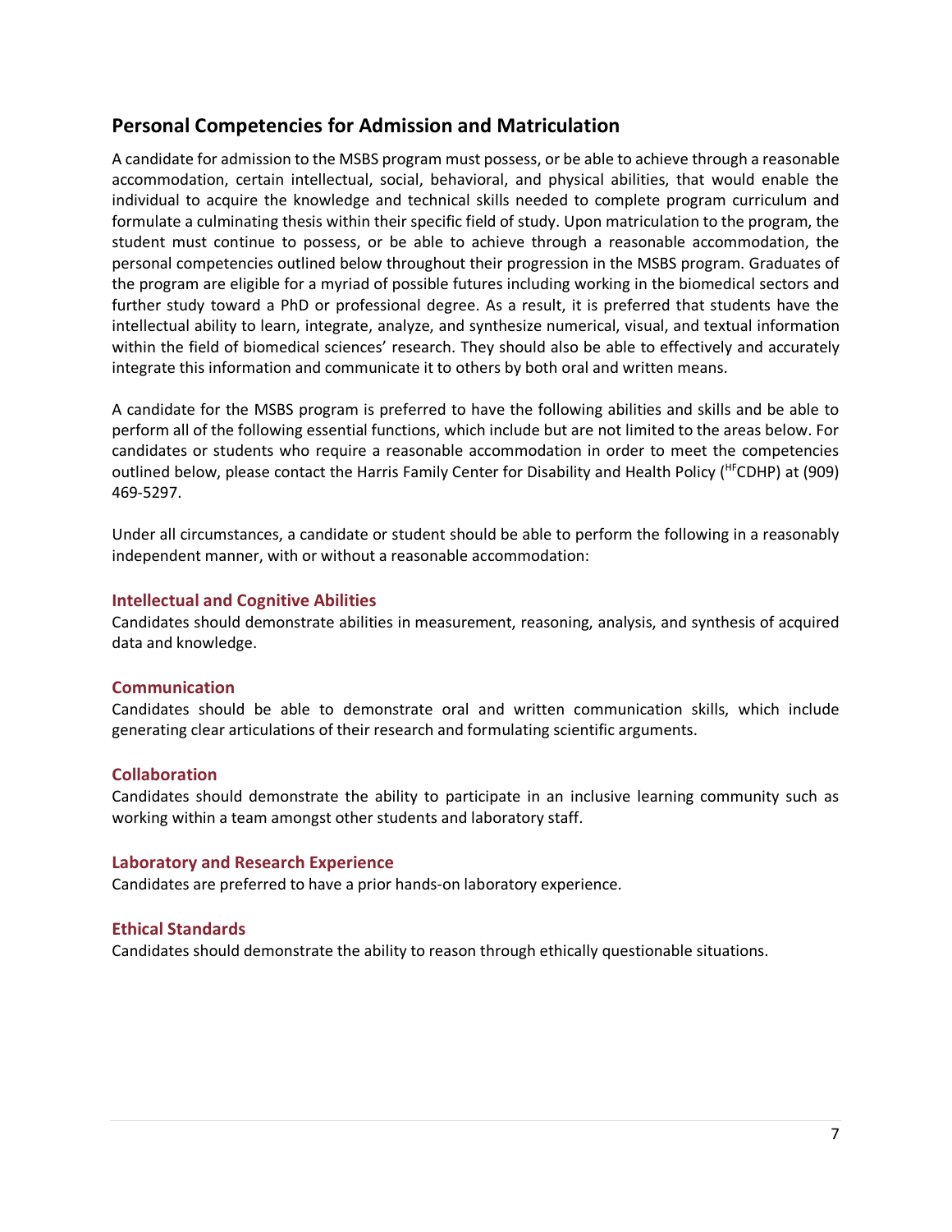## Personal Competencies for Admission and Matriculation

A candidate for admission to the MSBS program must possess, or be able to achieve through a reasonable accommodation, certain intellectual, social, behavioral, and physical abilities, that would enable the individual to acquire the knowledge and technical skills needed to complete program curriculum and formulate a culminating thesis within their specific field of study. Upon matriculation to the program, the student must continue to possess, or be able to achieve through a reasonable accommodation, the personal competencies outlined below throughout their progression in the MSBS program. Graduates of the program are eligible for a myriad of possible futures including working in the biomedical sectors and further study toward a PhD or professional degree. As a result, it is preferred that students have the intellectual ability to learn, integrate, analyze, and synthesize numerical, visual, and textual information within the field of biomedical sciences' research. They should also be able to effectively and accurately integrate this information and communicate it to others by both oral and written means.

A candidate for the MSBS program is preferred to have the following abilities and skills and be able to perform all of the following essential functions, which include but are not limited to the areas below. For candidates or students who require a reasonable accommodation in order to meet the competencies outlined below, please contact the Harris Family Center for Disability and Health Policy ($^{HF}$CDHP) at (909) 469-5297.

Under all circumstances, a candidate or student should be able to perform the following in a reasonably independent manner, with or without a reasonable accommodation:

### Intellectual and Cognitive Abilities

Candidates should demonstrate abilities in measurement, reasoning, analysis, and synthesis of acquired data and knowledge.

### Communication

Candidates should be able to demonstrate oral and written communication skills, which include generating clear articulations of their research and formulating scientific arguments.

### Collaboration

Candidates should demonstrate the ability to participate in an inclusive learning community such as working within a team amongst other students and laboratory staff.

### Laboratory and Research Experience

Candidates are preferred to have a prior hands-on laboratory experience.

### Ethical Standards

Candidates should demonstrate the ability to reason through ethically questionable situations.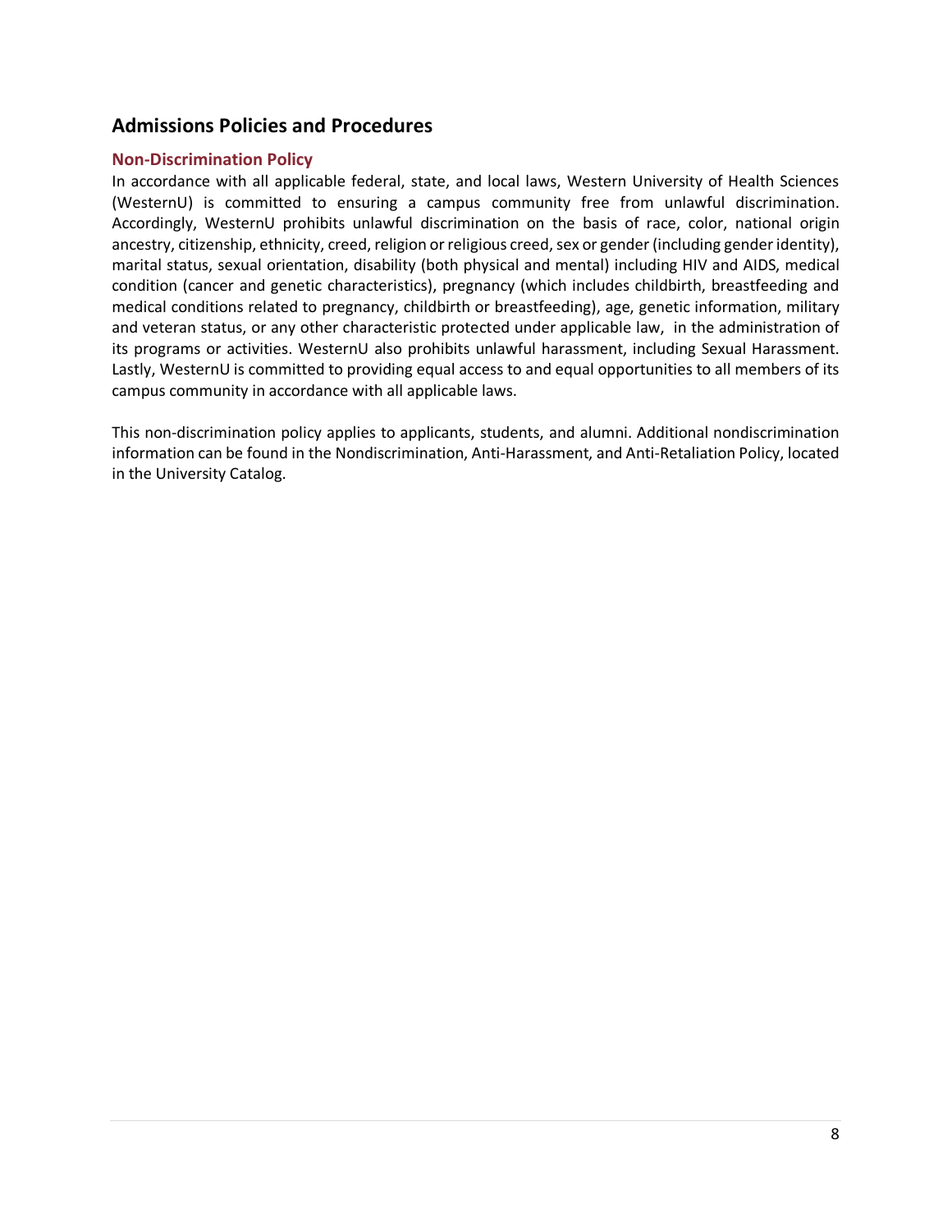## Admissions Policies and Procedures

### Non-Discrimination Policy

In accordance with all applicable federal, state, and local laws, Western University of Health Sciences (WesternU) is committed to ensuring a campus community free from unlawful discrimination. Accordingly, WesternU prohibits unlawful discrimination on the basis of race, color, national origin ancestry, citizenship, ethnicity, creed, religion or religious creed, sex or gender (including gender identity), marital status, sexual orientation, disability (both physical and mental) including HIV and AIDS, medical condition (cancer and genetic characteristics), pregnancy (which includes childbirth, breastfeeding and medical conditions related to pregnancy, childbirth or breastfeeding), age, genetic information, military and veteran status, or any other characteristic protected under applicable law, in the administration of its programs or activities. WesternU also prohibits unlawful harassment, including Sexual Harassment. Lastly, WesternU is committed to providing equal access to and equal opportunities to all members of its campus community in accordance with all applicable laws.

This non-discrimination policy applies to applicants, students, and alumni. Additional nondiscrimination information can be found in the Nondiscrimination, Anti-Harassment, and Anti-Retaliation Policy, located in the University Catalog.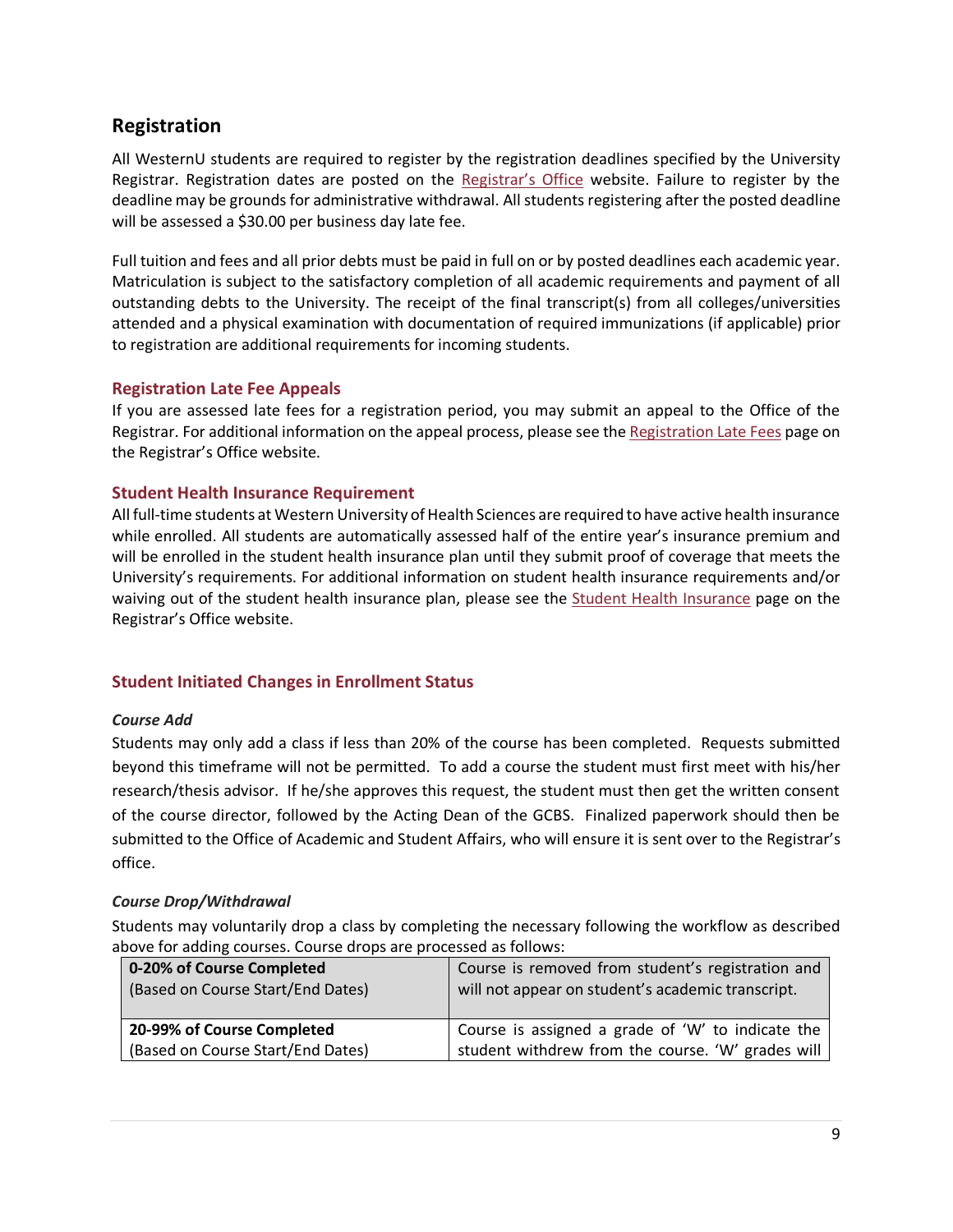## Registration

All WesternU students are required to register by the registration deadlines specified by the University Registrar. Registration dates are posted on the Registrar's Office website. Failure to register by the deadline may be grounds for administrative withdrawal. All students registering after the posted deadline will be assessed a $30.00 per business day late fee.

Full tuition and fees and all prior debts must be paid in full on or by posted deadlines each academic year. Matriculation is subject to the satisfactory completion of all academic requirements and payment of all outstanding debts to the University. The receipt of the final transcript(s) from all colleges/universities attended and a physical examination with documentation of required immunizations (if applicable) prior to registration are additional requirements for incoming students.

### Registration Late Fee Appeals

If you are assessed late fees for a registration period, you may submit an appeal to the Office of the Registrar. For additional information on the appeal process, please see the Registration Late Fees page on the Registrar's Office website.

### Student Health Insurance Requirement

All full-time students at Western University of Health Sciences are required to have active health insurance while enrolled. All students are automatically assessed half of the entire year's insurance premium and will be enrolled in the student health insurance plan until they submit proof of coverage that meets the University's requirements. For additional information on student health insurance requirements and/or waiving out of the student health insurance plan, please see the Student Health Insurance page on the Registrar's Office website.

### Student Initiated Changes in Enrollment Status

*Course Add*

Students may only add a class if less than 20% of the course has been completed. Requests submitted beyond this timeframe will not be permitted. To add a course the student must first meet with his/her research/thesis advisor. If he/she approves this request, the student must then get the written consent of the course director, followed by the Acting Dean of the GCBS. Finalized paperwork should then be submitted to the Office of Academic and Student Affairs, who will ensure it is sent over to the Registrar's office.

*Course Drop/Withdrawal*

Students may voluntarily drop a class by completing the necessary following the workflow as described above for adding courses. Course drops are processed as follows:

| **0-20% of Course Completed** (Based on Course Start/End Dates) | Course is removed from student's registration and will not appear on student's academic transcript. |
|---|---|
| **20-99% of Course Completed** (Based on Course Start/End Dates) | Course is assigned a grade of 'W' to indicate the student withdrew from the course. 'W' grades will |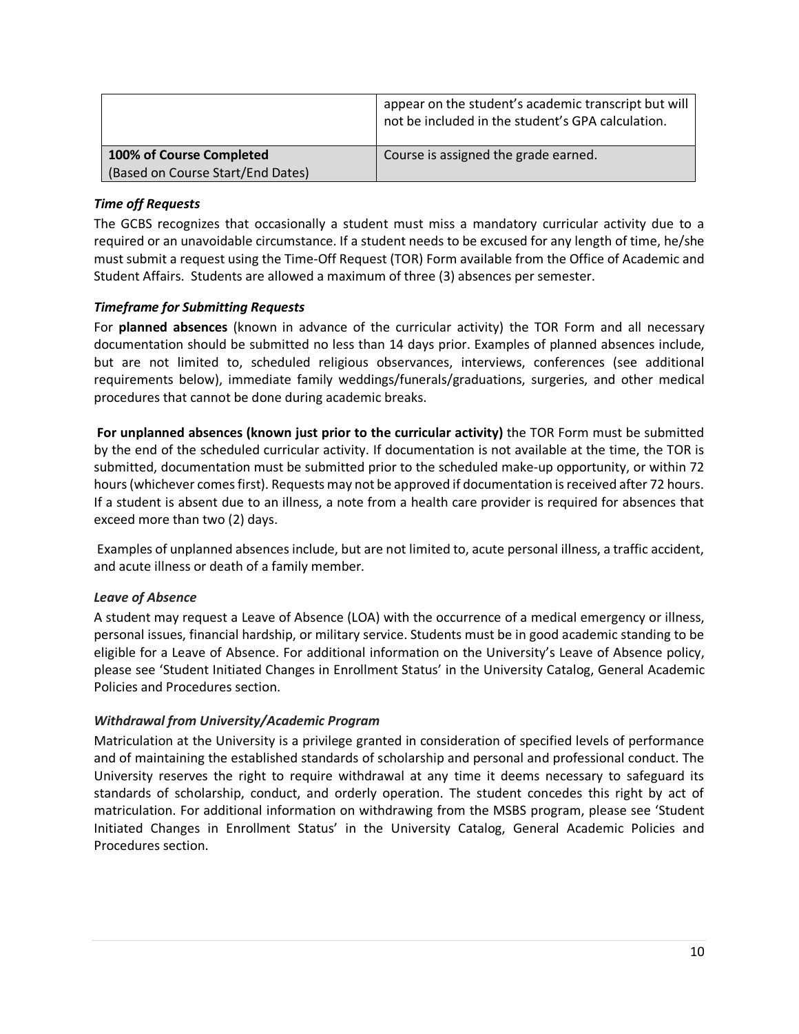| | |
|---|---|
| | appear on the student's academic transcript but will not be included in the student's GPA calculation. |
| **100% of Course Completed** (Based on Course Start/End Dates) | Course is assigned the grade earned. |

### *Time off Requests*

The GCBS recognizes that occasionally a student must miss a mandatory curricular activity due to a required or an unavoidable circumstance. If a student needs to be excused for any length of time, he/she must submit a request using the Time-Off Request (TOR) Form available from the Office of Academic and Student Affairs. Students are allowed a maximum of three (3) absences per semester.

### *Timeframe for Submitting Requests*

For **planned absences** (known in advance of the curricular activity) the TOR Form and all necessary documentation should be submitted no less than 14 days prior. Examples of planned absences include, but are not limited to, scheduled religious observances, interviews, conferences (see additional requirements below), immediate family weddings/funerals/graduations, surgeries, and other medical procedures that cannot be done during academic breaks.

**For unplanned absences (known just prior to the curricular activity)** the TOR Form must be submitted by the end of the scheduled curricular activity. If documentation is not available at the time, the TOR is submitted, documentation must be submitted prior to the scheduled make-up opportunity, or within 72 hours (whichever comes first). Requests may not be approved if documentation is received after 72 hours. If a student is absent due to an illness, a note from a health care provider is required for absences that exceed more than two (2) days.

Examples of unplanned absences include, but are not limited to, acute personal illness, a traffic accident, and acute illness or death of a family member.

### *Leave of Absence*

A student may request a Leave of Absence (LOA) with the occurrence of a medical emergency or illness, personal issues, financial hardship, or military service. Students must be in good academic standing to be eligible for a Leave of Absence. For additional information on the University's Leave of Absence policy, please see 'Student Initiated Changes in Enrollment Status' in the University Catalog, General Academic Policies and Procedures section.

### *Withdrawal from University/Academic Program*

Matriculation at the University is a privilege granted in consideration of specified levels of performance and of maintaining the established standards of scholarship and personal and professional conduct. The University reserves the right to require withdrawal at any time it deems necessary to safeguard its standards of scholarship, conduct, and orderly operation. The student concedes this right by act of matriculation. For additional information on withdrawing from the MSBS program, please see 'Student Initiated Changes in Enrollment Status' in the University Catalog, General Academic Policies and Procedures section.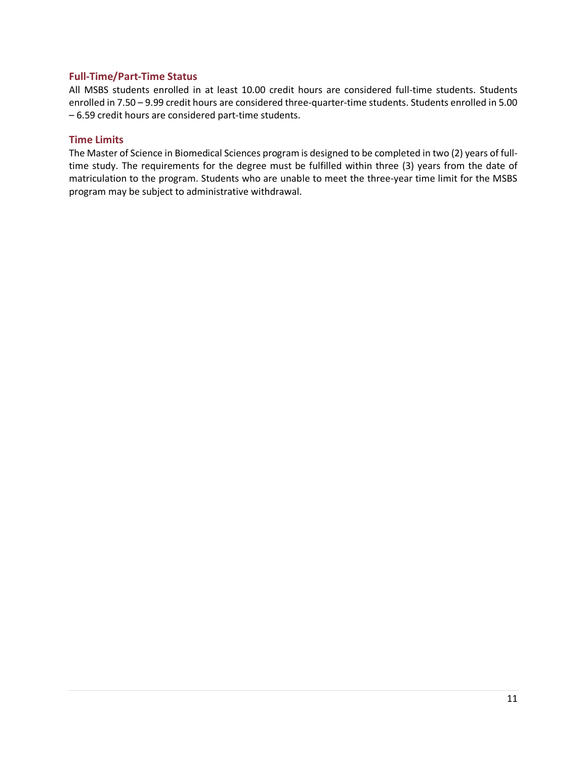### Full-Time/Part-Time Status

All MSBS students enrolled in at least 10.00 credit hours are considered full-time students. Students enrolled in 7.50 – 9.99 credit hours are considered three-quarter-time students. Students enrolled in 5.00 – 6.59 credit hours are considered part-time students.

### Time Limits

The Master of Science in Biomedical Sciences program is designed to be completed in two (2) years of full-time study. The requirements for the degree must be fulfilled within three (3) years from the date of matriculation to the program. Students who are unable to meet the three-year time limit for the MSBS program may be subject to administrative withdrawal.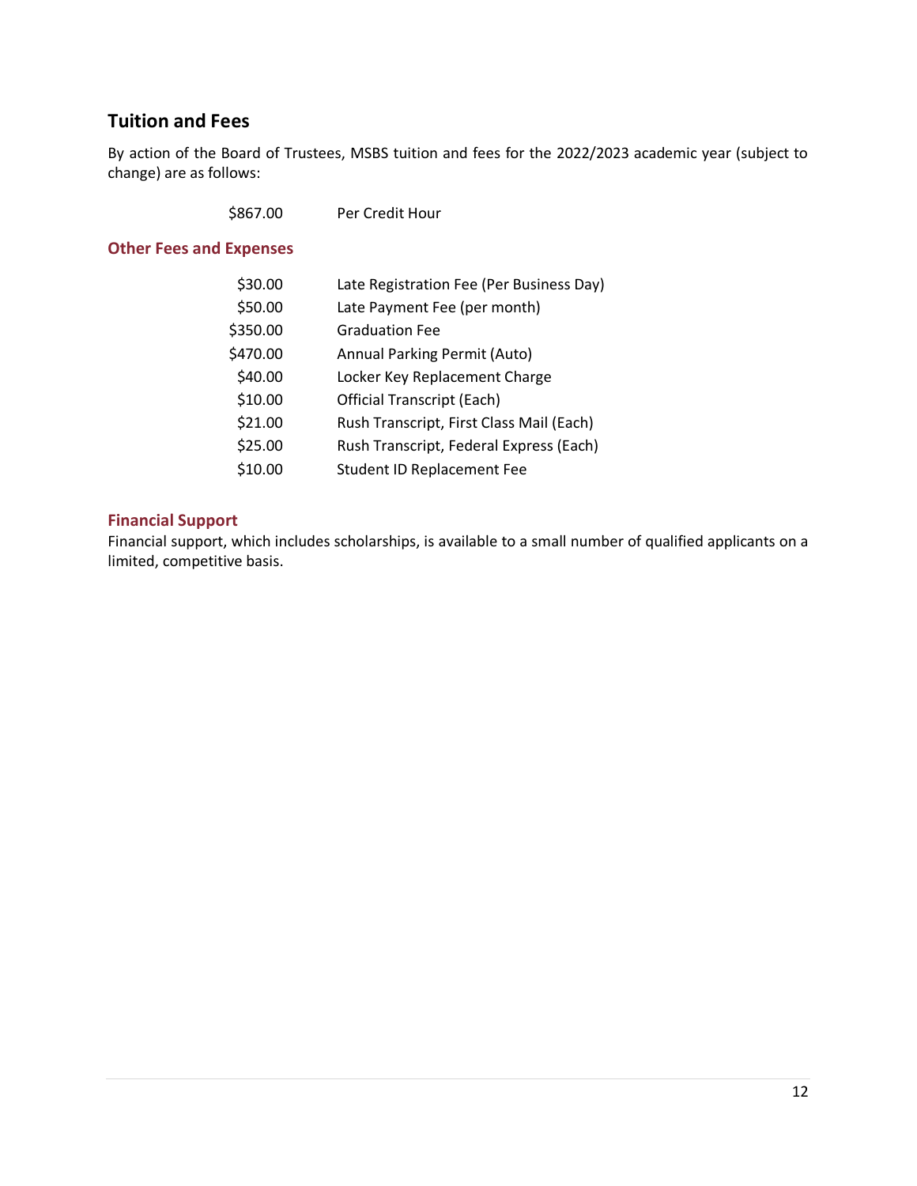## Tuition and Fees

By action of the Board of Trustees, MSBS tuition and fees for the 2022/2023 academic year (subject to change) are as follows:

| | |
|---|---|
| $867.00 | Per Credit Hour |

### Other Fees and Expenses

| | |
|---|---|
| $30.00 | Late Registration Fee (Per Business Day) |
| $50.00 | Late Payment Fee (per month) |
| $350.00 | Graduation Fee |
| $470.00 | Annual Parking Permit (Auto) |
| $40.00 | Locker Key Replacement Charge |
| $10.00 | Official Transcript (Each) |
| $21.00 | Rush Transcript, First Class Mail (Each) |
| $25.00 | Rush Transcript, Federal Express (Each) |
| $10.00 | Student ID Replacement Fee |

### Financial Support

Financial support, which includes scholarships, is available to a small number of qualified applicants on a limited, competitive basis.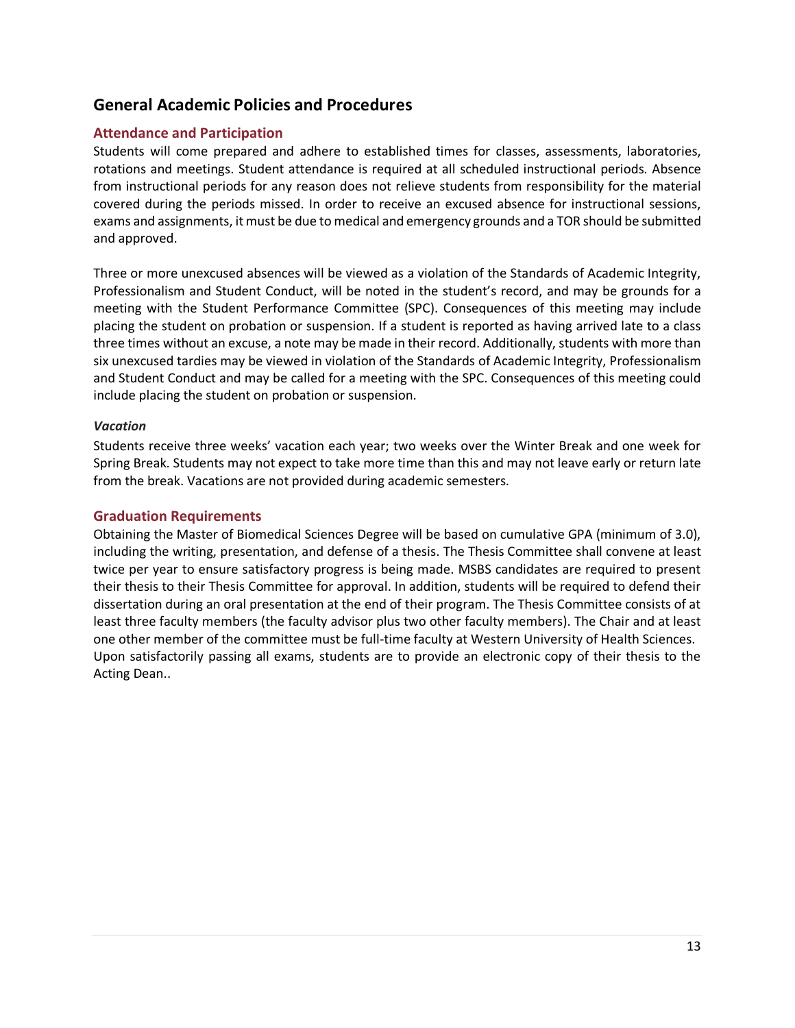## General Academic Policies and Procedures

### Attendance and Participation

Students will come prepared and adhere to established times for classes, assessments, laboratories, rotations and meetings. Student attendance is required at all scheduled instructional periods. Absence from instructional periods for any reason does not relieve students from responsibility for the material covered during the periods missed. In order to receive an excused absence for instructional sessions, exams and assignments, it must be due to medical and emergency grounds and a TOR should be submitted and approved.

Three or more unexcused absences will be viewed as a violation of the Standards of Academic Integrity, Professionalism and Student Conduct, will be noted in the student's record, and may be grounds for a meeting with the Student Performance Committee (SPC). Consequences of this meeting may include placing the student on probation or suspension. If a student is reported as having arrived late to a class three times without an excuse, a note may be made in their record. Additionally, students with more than six unexcused tardies may be viewed in violation of the Standards of Academic Integrity, Professionalism and Student Conduct and may be called for a meeting with the SPC. Consequences of this meeting could include placing the student on probation or suspension.

#### *Vacation*

Students receive three weeks' vacation each year; two weeks over the Winter Break and one week for Spring Break. Students may not expect to take more time than this and may not leave early or return late from the break. Vacations are not provided during academic semesters.

### Graduation Requirements

Obtaining the Master of Biomedical Sciences Degree will be based on cumulative GPA (minimum of 3.0), including the writing, presentation, and defense of a thesis. The Thesis Committee shall convene at least twice per year to ensure satisfactory progress is being made. MSBS candidates are required to present their thesis to their Thesis Committee for approval. In addition, students will be required to defend their dissertation during an oral presentation at the end of their program. The Thesis Committee consists of at least three faculty members (the faculty advisor plus two other faculty members). The Chair and at least one other member of the committee must be full-time faculty at Western University of Health Sciences. Upon satisfactorily passing all exams, students are to provide an electronic copy of their thesis to the Acting Dean..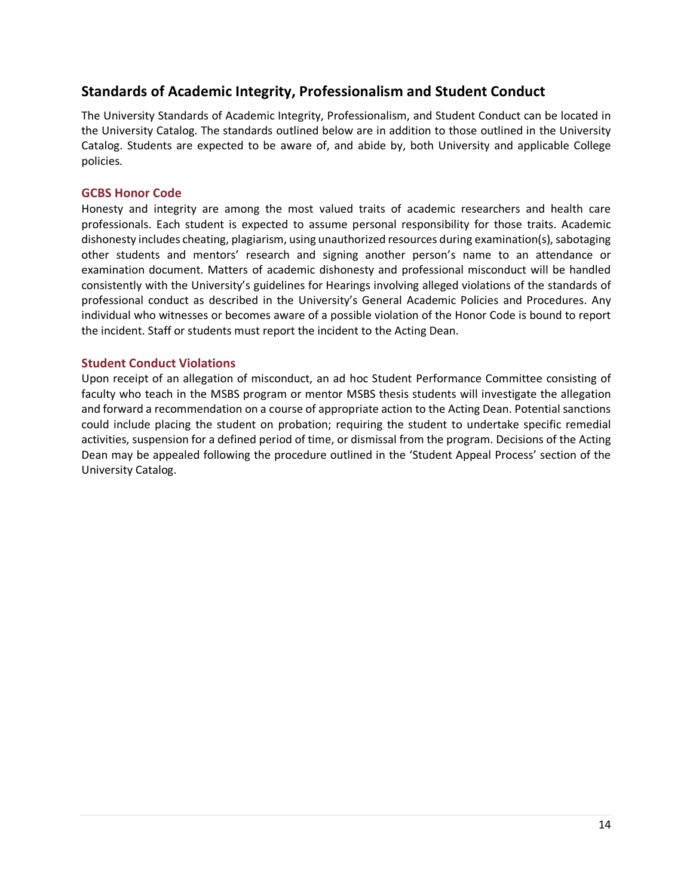## Standards of Academic Integrity, Professionalism and Student Conduct

The University Standards of Academic Integrity, Professionalism, and Student Conduct can be located in the University Catalog. The standards outlined below are in addition to those outlined in the University Catalog. Students are expected to be aware of, and abide by, both University and applicable College policies.

### GCBS Honor Code

Honesty and integrity are among the most valued traits of academic researchers and health care professionals. Each student is expected to assume personal responsibility for those traits. Academic dishonesty includes cheating, plagiarism, using unauthorized resources during examination(s), sabotaging other students and mentors' research and signing another person's name to an attendance or examination document. Matters of academic dishonesty and professional misconduct will be handled consistently with the University's guidelines for Hearings involving alleged violations of the standards of professional conduct as described in the University's General Academic Policies and Procedures. Any individual who witnesses or becomes aware of a possible violation of the Honor Code is bound to report the incident. Staff or students must report the incident to the Acting Dean.

### Student Conduct Violations

Upon receipt of an allegation of misconduct, an ad hoc Student Performance Committee consisting of faculty who teach in the MSBS program or mentor MSBS thesis students will investigate the allegation and forward a recommendation on a course of appropriate action to the Acting Dean. Potential sanctions could include placing the student on probation; requiring the student to undertake specific remedial activities, suspension for a defined period of time, or dismissal from the program. Decisions of the Acting Dean may be appealed following the procedure outlined in the 'Student Appeal Process' section of the University Catalog.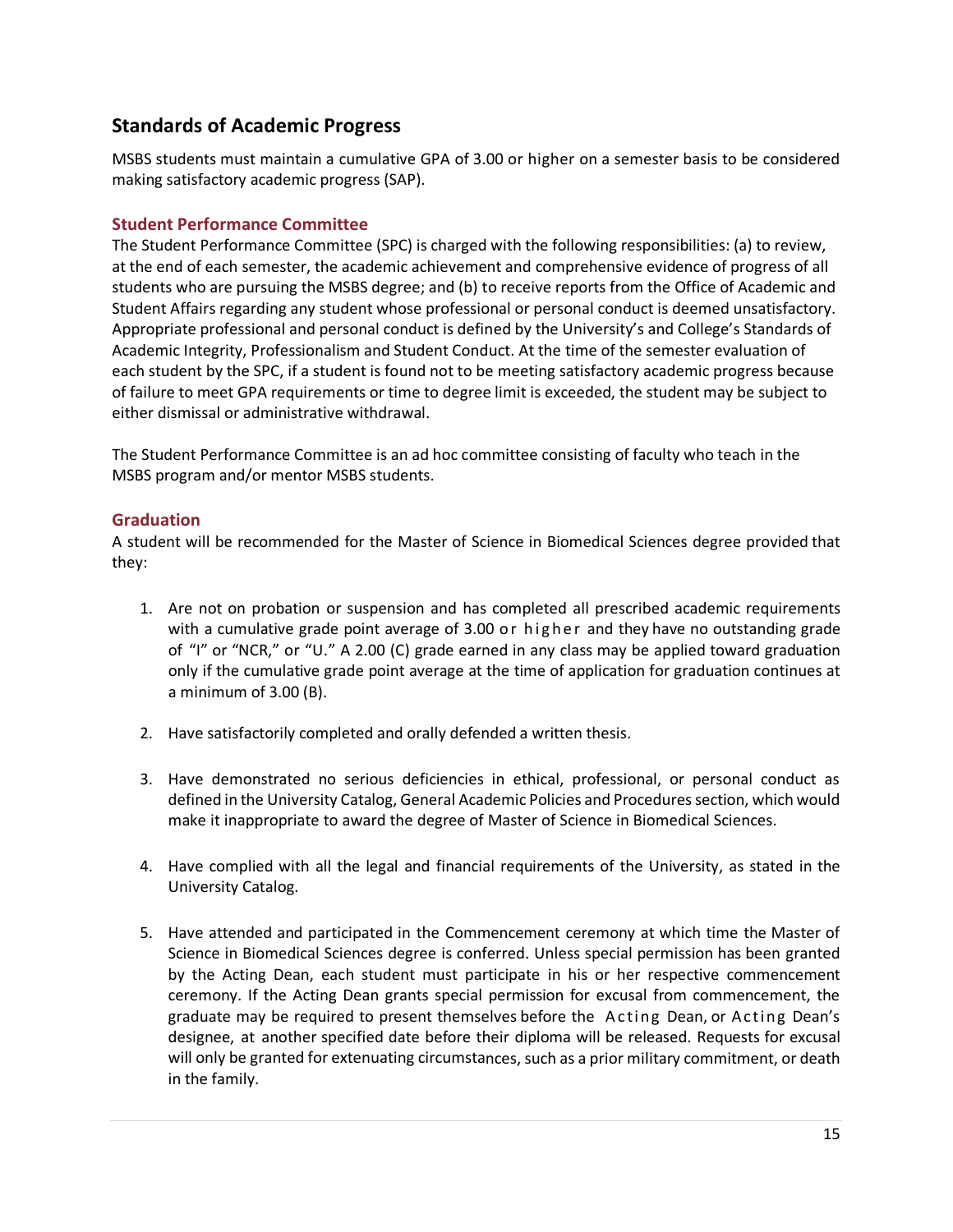## Standards of Academic Progress

MSBS students must maintain a cumulative GPA of 3.00 or higher on a semester basis to be considered making satisfactory academic progress (SAP).

### Student Performance Committee

The Student Performance Committee (SPC) is charged with the following responsibilities: (a) to review, at the end of each semester, the academic achievement and comprehensive evidence of progress of all students who are pursuing the MSBS degree; and (b) to receive reports from the Office of Academic and Student Affairs regarding any student whose professional or personal conduct is deemed unsatisfactory. Appropriate professional and personal conduct is defined by the University's and College's Standards of Academic Integrity, Professionalism and Student Conduct. At the time of the semester evaluation of each student by the SPC, if a student is found not to be meeting satisfactory academic progress because of failure to meet GPA requirements or time to degree limit is exceeded, the student may be subject to either dismissal or administrative withdrawal.

The Student Performance Committee is an ad hoc committee consisting of faculty who teach in the MSBS program and/or mentor MSBS students.

### Graduation

A student will be recommended for the Master of Science in Biomedical Sciences degree provided that they:

1. Are not on probation or suspension and has completed all prescribed academic requirements with a cumulative grade point average of 3.00 or higher and they have no outstanding grade of "I" or "NCR," or "U." A 2.00 (C) grade earned in any class may be applied toward graduation only if the cumulative grade point average at the time of application for graduation continues at a minimum of 3.00 (B).

2. Have satisfactorily completed and orally defended a written thesis.

3. Have demonstrated no serious deficiencies in ethical, professional, or personal conduct as defined in the University Catalog, General Academic Policies and Procedures section, which would make it inappropriate to award the degree of Master of Science in Biomedical Sciences.

4. Have complied with all the legal and financial requirements of the University, as stated in the University Catalog.

5. Have attended and participated in the Commencement ceremony at which time the Master of Science in Biomedical Sciences degree is conferred. Unless special permission has been granted by the Acting Dean, each student must participate in his or her respective commencement ceremony. If the Acting Dean grants special permission for excusal from commencement, the graduate may be required to present themselves before the Acting Dean, or Acting Dean's designee, at another specified date before their diploma will be released. Requests for excusal will only be granted for extenuating circumstances, such as a prior military commitment, or death in the family.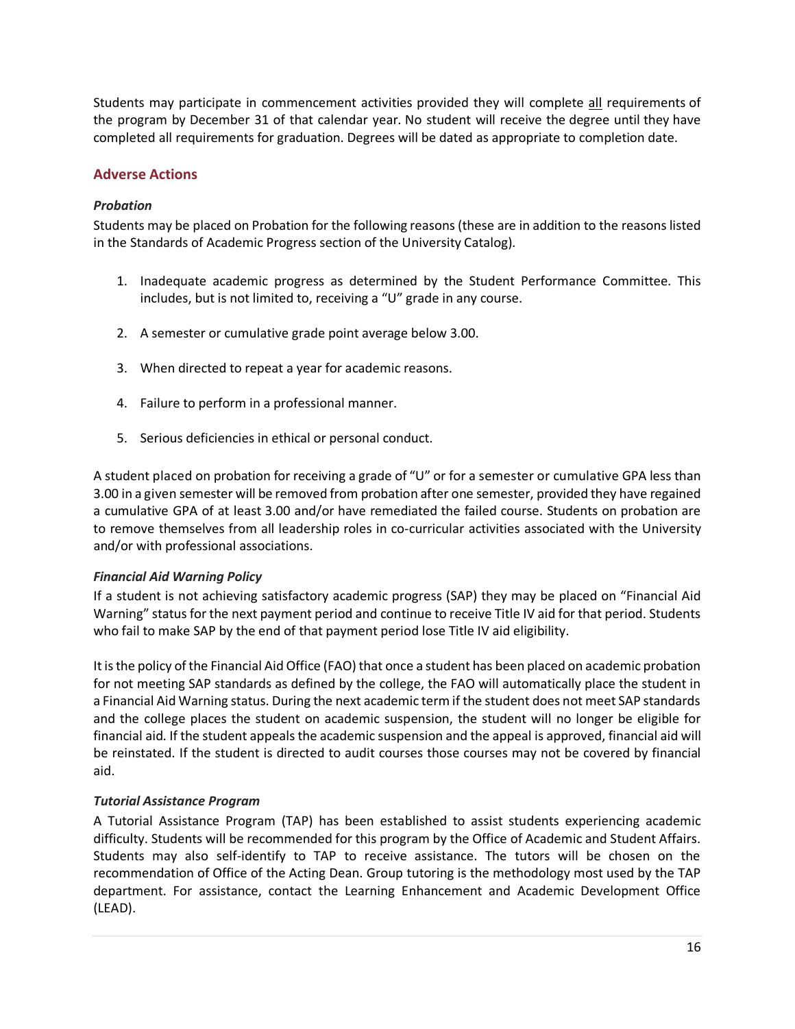Students may participate in commencement activities provided they will complete <u>all</u> requirements of the program by December 31 of that calendar year. No student will receive the degree until they have completed all requirements for graduation. Degrees will be dated as appropriate to completion date.

## Adverse Actions

### *Probation*

Students may be placed on Probation for the following reasons (these are in addition to the reasons listed in the Standards of Academic Progress section of the University Catalog).

1. Inadequate academic progress as determined by the Student Performance Committee. This includes, but is not limited to, receiving a "U" grade in any course.

2. A semester or cumulative grade point average below 3.00.

3. When directed to repeat a year for academic reasons.

4. Failure to perform in a professional manner.

5. Serious deficiencies in ethical or personal conduct.

A student placed on probation for receiving a grade of "U" or for a semester or cumulative GPA less than 3.00 in a given semester will be removed from probation after one semester, provided they have regained a cumulative GPA of at least 3.00 and/or have remediated the failed course. Students on probation are to remove themselves from all leadership roles in co-curricular activities associated with the University and/or with professional associations.

### *Financial Aid Warning Policy*

If a student is not achieving satisfactory academic progress (SAP) they may be placed on "Financial Aid Warning" status for the next payment period and continue to receive Title IV aid for that period. Students who fail to make SAP by the end of that payment period lose Title IV aid eligibility.

It is the policy of the Financial Aid Office (FAO) that once a student has been placed on academic probation for not meeting SAP standards as defined by the college, the FAO will automatically place the student in a Financial Aid Warning status. During the next academic term if the student does not meet SAP standards and the college places the student on academic suspension, the student will no longer be eligible for financial aid. If the student appeals the academic suspension and the appeal is approved, financial aid will be reinstated. If the student is directed to audit courses those courses may not be covered by financial aid.

### *Tutorial Assistance Program*

A Tutorial Assistance Program (TAP) has been established to assist students experiencing academic difficulty. Students will be recommended for this program by the Office of Academic and Student Affairs. Students may also self-identify to TAP to receive assistance. The tutors will be chosen on the recommendation of Office of the Acting Dean. Group tutoring is the methodology most used by the TAP department. For assistance, contact the Learning Enhancement and Academic Development Office (LEAD).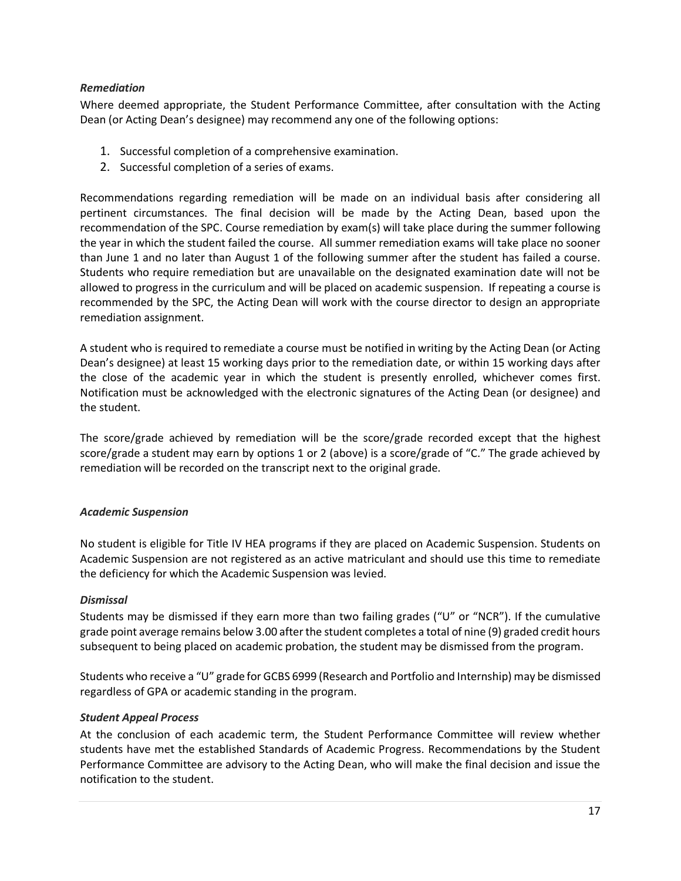### *Remediation*

Where deemed appropriate, the Student Performance Committee, after consultation with the Acting Dean (or Acting Dean's designee) may recommend any one of the following options:

1. Successful completion of a comprehensive examination.
2. Successful completion of a series of exams.

Recommendations regarding remediation will be made on an individual basis after considering all pertinent circumstances. The final decision will be made by the Acting Dean, based upon the recommendation of the SPC. Course remediation by exam(s) will take place during the summer following the year in which the student failed the course. All summer remediation exams will take place no sooner than June 1 and no later than August 1 of the following summer after the student has failed a course. Students who require remediation but are unavailable on the designated examination date will not be allowed to progress in the curriculum and will be placed on academic suspension. If repeating a course is recommended by the SPC, the Acting Dean will work with the course director to design an appropriate remediation assignment.

A student who is required to remediate a course must be notified in writing by the Acting Dean (or Acting Dean's designee) at least 15 working days prior to the remediation date, or within 15 working days after the close of the academic year in which the student is presently enrolled, whichever comes first. Notification must be acknowledged with the electronic signatures of the Acting Dean (or designee) and the student.

The score/grade achieved by remediation will be the score/grade recorded except that the highest score/grade a student may earn by options 1 or 2 (above) is a score/grade of "C." The grade achieved by remediation will be recorded on the transcript next to the original grade.

### *Academic Suspension*

No student is eligible for Title IV HEA programs if they are placed on Academic Suspension. Students on Academic Suspension are not registered as an active matriculant and should use this time to remediate the deficiency for which the Academic Suspension was levied.

### *Dismissal*

Students may be dismissed if they earn more than two failing grades ("U" or "NCR"). If the cumulative grade point average remains below 3.00 after the student completes a total of nine (9) graded credit hours subsequent to being placed on academic probation, the student may be dismissed from the program.

Students who receive a "U" grade for GCBS 6999 (Research and Portfolio and Internship) may be dismissed regardless of GPA or academic standing in the program.

### *Student Appeal Process*

At the conclusion of each academic term, the Student Performance Committee will review whether students have met the established Standards of Academic Progress. Recommendations by the Student Performance Committee are advisory to the Acting Dean, who will make the final decision and issue the notification to the student.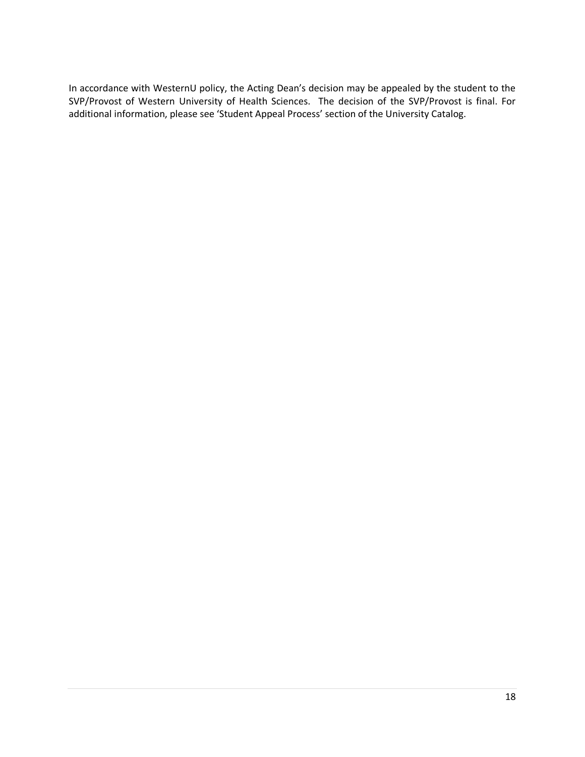In accordance with WesternU policy, the Acting Dean's decision may be appealed by the student to the SVP/Provost of Western University of Health Sciences. The decision of the SVP/Provost is final. For additional information, please see 'Student Appeal Process' section of the University Catalog.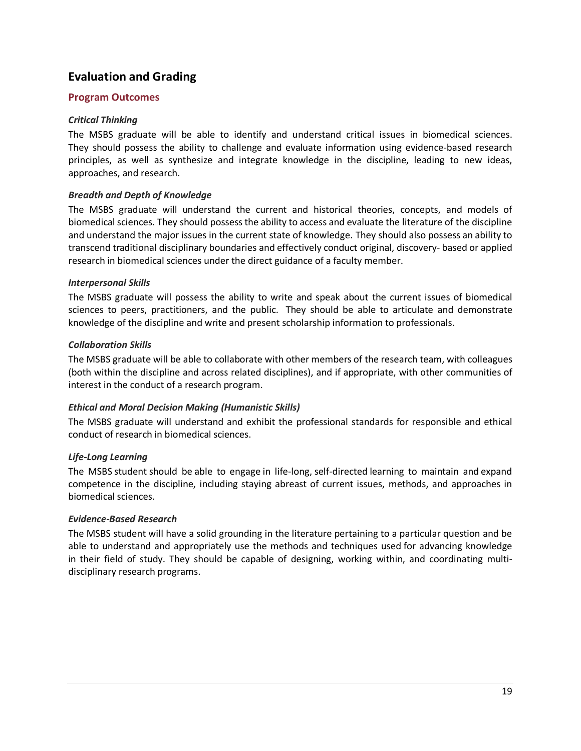## Evaluation and Grading

### Program Outcomes

***Critical Thinking***

The MSBS graduate will be able to identify and understand critical issues in biomedical sciences. They should possess the ability to challenge and evaluate information using evidence-based research principles, as well as synthesize and integrate knowledge in the discipline, leading to new ideas, approaches, and research.

***Breadth and Depth of Knowledge***

The MSBS graduate will understand the current and historical theories, concepts, and models of biomedical sciences. They should possess the ability to access and evaluate the literature of the discipline and understand the major issues in the current state of knowledge. They should also possess an ability to transcend traditional disciplinary boundaries and effectively conduct original, discovery- based or applied research in biomedical sciences under the direct guidance of a faculty member.

***Interpersonal Skills***

The MSBS graduate will possess the ability to write and speak about the current issues of biomedical sciences to peers, practitioners, and the public. They should be able to articulate and demonstrate knowledge of the discipline and write and present scholarship information to professionals.

***Collaboration Skills***

The MSBS graduate will be able to collaborate with other members of the research team, with colleagues (both within the discipline and across related disciplines), and if appropriate, with other communities of interest in the conduct of a research program.

***Ethical and Moral Decision Making (Humanistic Skills)***

The MSBS graduate will understand and exhibit the professional standards for responsible and ethical conduct of research in biomedical sciences.

***Life-Long Learning***

The MSBS student should be able to engage in life-long, self-directed learning to maintain and expand competence in the discipline, including staying abreast of current issues, methods, and approaches in biomedical sciences.

***Evidence-Based Research***

The MSBS student will have a solid grounding in the literature pertaining to a particular question and be able to understand and appropriately use the methods and techniques used for advancing knowledge in their field of study. They should be capable of designing, working within, and coordinating multi-disciplinary research programs.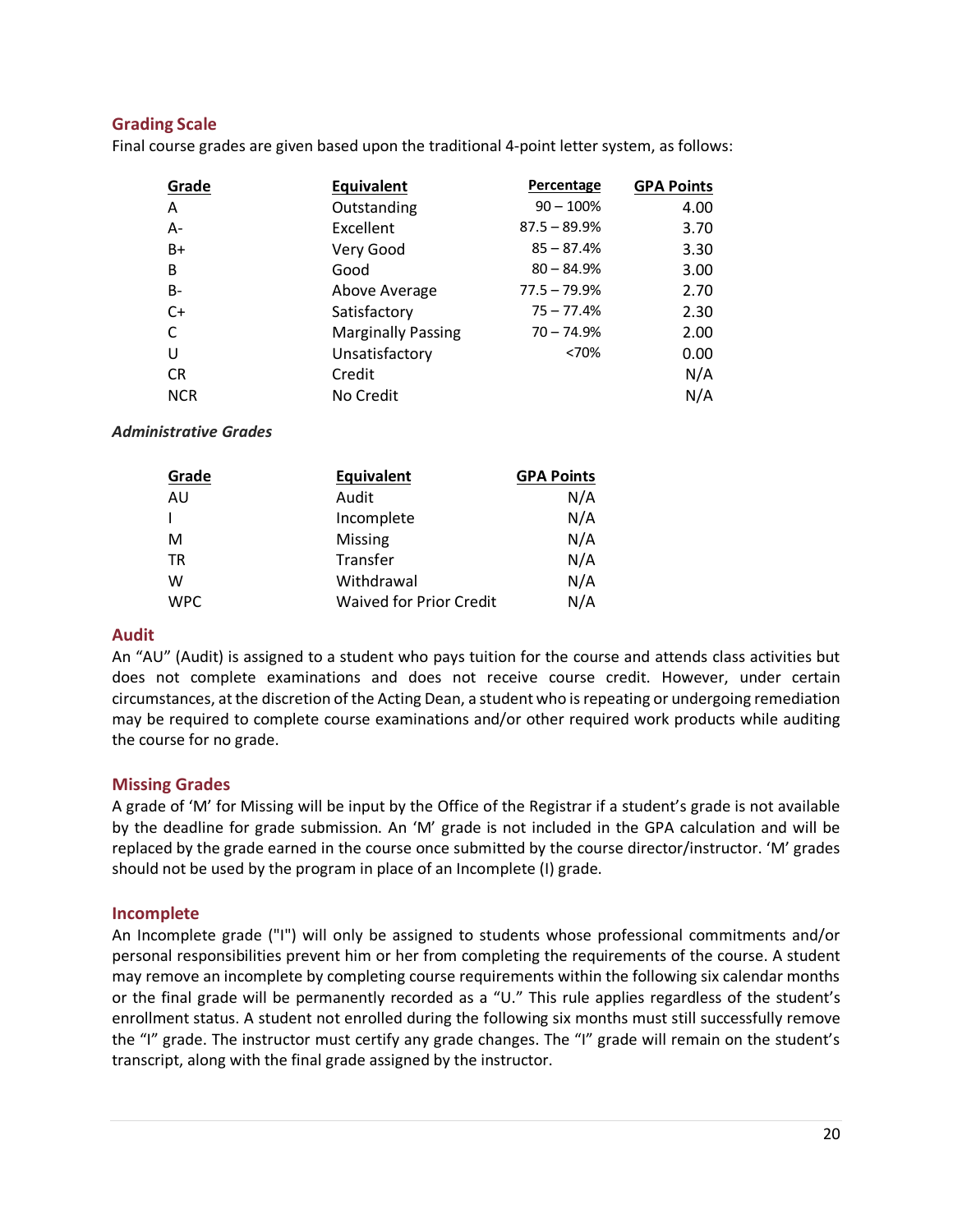## Grading Scale

Final course grades are given based upon the traditional 4-point letter system, as follows:

| Grade | Equivalent | Percentage | GPA Points |
|---|---|---|---|
| A | Outstanding | 90 – 100% | 4.00 |
| A- | Excellent | 87.5 – 89.9% | 3.70 |
| B+ | Very Good | 85 – 87.4% | 3.30 |
| B | Good | 80 – 84.9% | 3.00 |
| B- | Above Average | 77.5 – 79.9% | 2.70 |
| C+ | Satisfactory | 75 – 77.4% | 2.30 |
| C | Marginally Passing | 70 – 74.9% | 2.00 |
| U | Unsatisfactory | <70% | 0.00 |
| CR | Credit | | N/A |
| NCR | No Credit | | N/A |

***Administrative Grades***

| Grade | Equivalent | GPA Points |
|---|---|---|
| AU | Audit | N/A |
| I | Incomplete | N/A |
| M | Missing | N/A |
| TR | Transfer | N/A |
| W | Withdrawal | N/A |
| WPC | Waived for Prior Credit | N/A |

## Audit

An "AU" (Audit) is assigned to a student who pays tuition for the course and attends class activities but does not complete examinations and does not receive course credit. However, under certain circumstances, at the discretion of the Acting Dean, a student who is repeating or undergoing remediation may be required to complete course examinations and/or other required work products while auditing the course for no grade.

## Missing Grades

A grade of 'M' for Missing will be input by the Office of the Registrar if a student's grade is not available by the deadline for grade submission. An 'M' grade is not included in the GPA calculation and will be replaced by the grade earned in the course once submitted by the course director/instructor. 'M' grades should not be used by the program in place of an Incomplete (I) grade.

## Incomplete

An Incomplete grade ("I") will only be assigned to students whose professional commitments and/or personal responsibilities prevent him or her from completing the requirements of the course. A student may remove an incomplete by completing course requirements within the following six calendar months or the final grade will be permanently recorded as a "U." This rule applies regardless of the student's enrollment status. A student not enrolled during the following six months must still successfully remove the "I" grade. The instructor must certify any grade changes. The "I" grade will remain on the student's transcript, along with the final grade assigned by the instructor.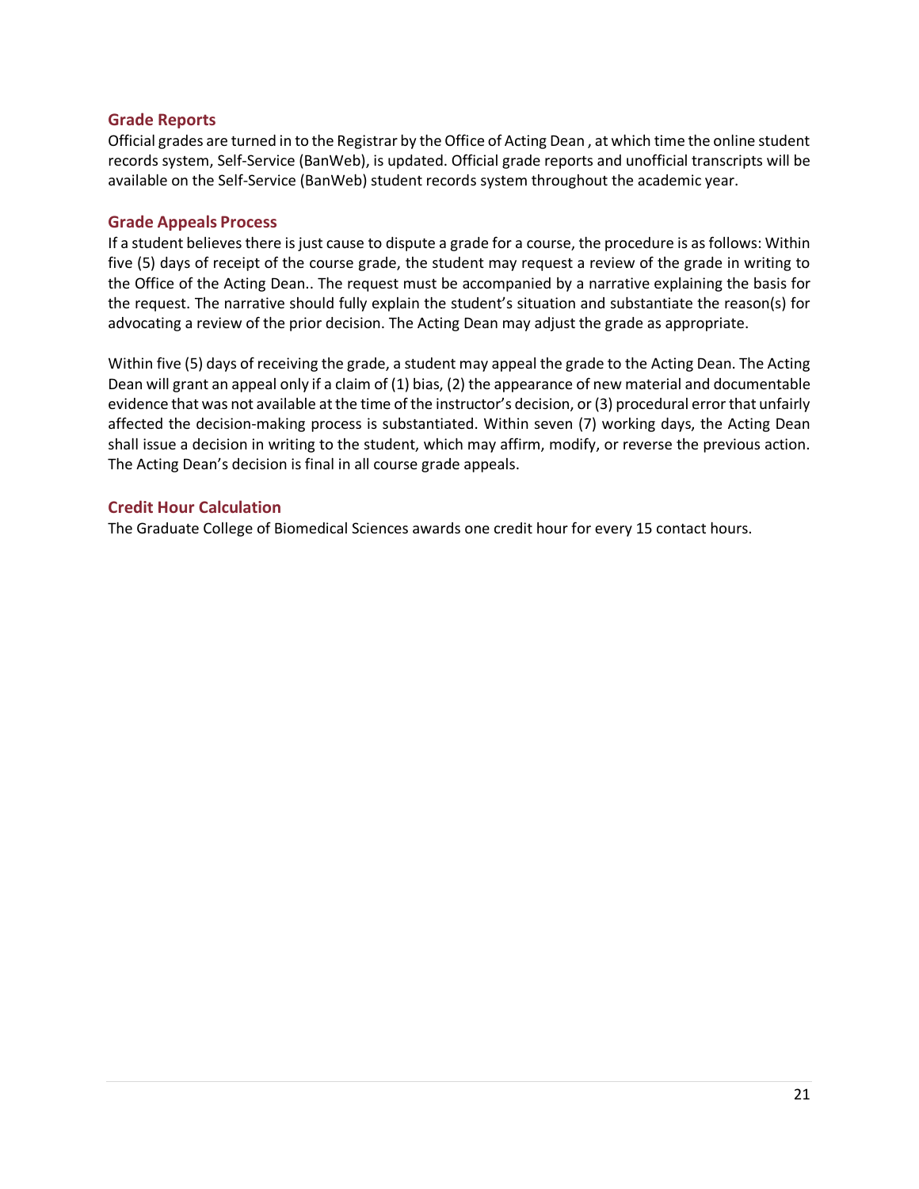## Grade Reports

Official grades are turned in to the Registrar by the Office of Acting Dean , at which time the online student records system, Self-Service (BanWeb), is updated. Official grade reports and unofficial transcripts will be available on the Self-Service (BanWeb) student records system throughout the academic year.

## Grade Appeals Process

If a student believes there is just cause to dispute a grade for a course, the procedure is as follows: Within five (5) days of receipt of the course grade, the student may request a review of the grade in writing to the Office of the Acting Dean.. The request must be accompanied by a narrative explaining the basis for the request. The narrative should fully explain the student's situation and substantiate the reason(s) for advocating a review of the prior decision. The Acting Dean may adjust the grade as appropriate.

Within five (5) days of receiving the grade, a student may appeal the grade to the Acting Dean. The Acting Dean will grant an appeal only if a claim of (1) bias, (2) the appearance of new material and documentable evidence that was not available at the time of the instructor's decision, or (3) procedural error that unfairly affected the decision-making process is substantiated. Within seven (7) working days, the Acting Dean shall issue a decision in writing to the student, which may affirm, modify, or reverse the previous action. The Acting Dean's decision is final in all course grade appeals.

## Credit Hour Calculation

The Graduate College of Biomedical Sciences awards one credit hour for every 15 contact hours.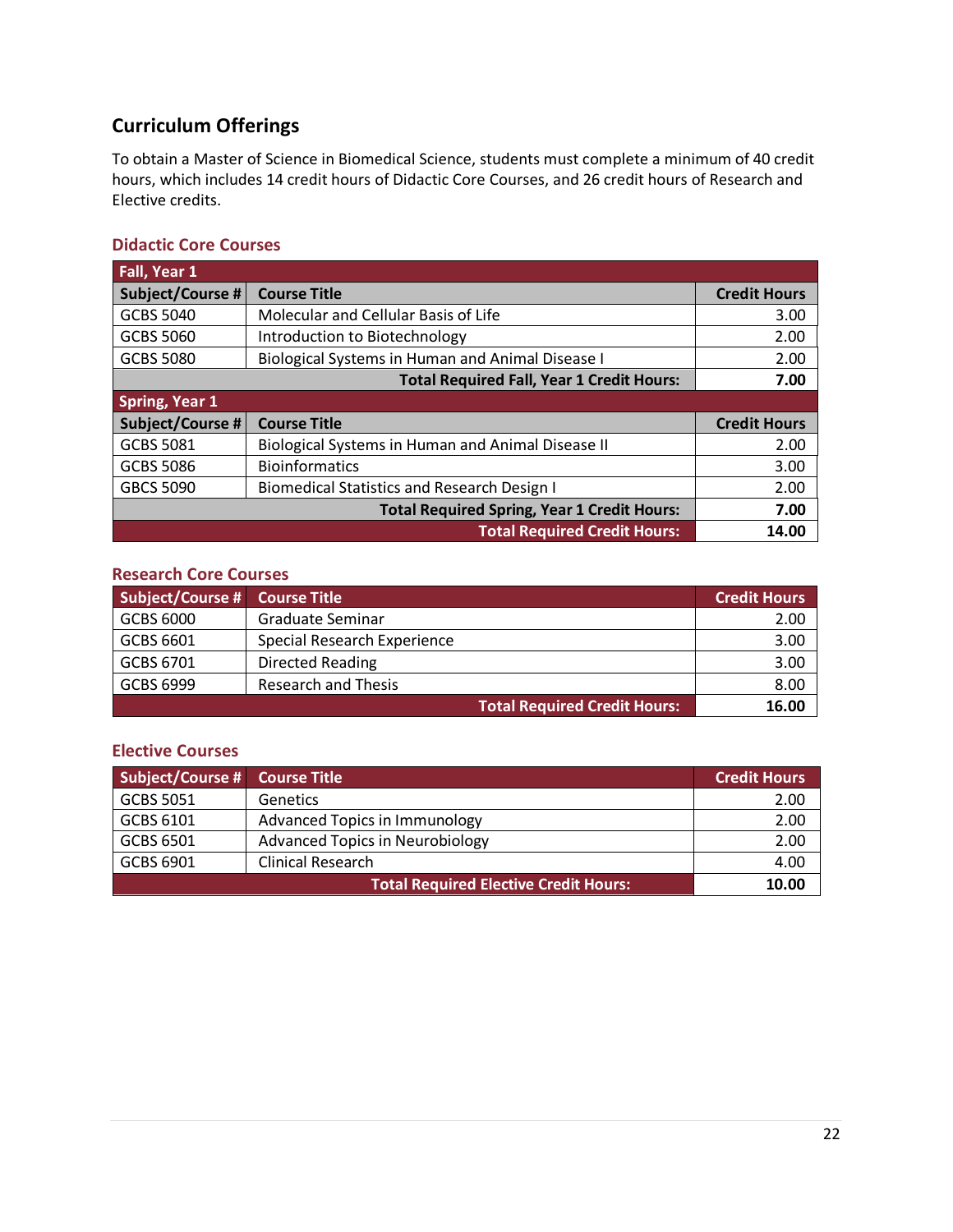## Curriculum Offerings

To obtain a Master of Science in Biomedical Science, students must complete a minimum of 40 credit hours, which includes 14 credit hours of Didactic Core Courses, and 26 credit hours of Research and Elective credits.

### Didactic Core Courses

| Fall, Year 1 | | |
|---|---|---|
| **Subject/Course #** | **Course Title** | **Credit Hours** |
| GCBS 5040 | Molecular and Cellular Basis of Life | 3.00 |
| GCBS 5060 | Introduction to Biotechnology | 2.00 |
| GCBS 5080 | Biological Systems in Human and Animal Disease I | 2.00 |
| | **Total Required Fall, Year 1 Credit Hours:** | **7.00** |
| **Spring, Year 1** | | |
| **Subject/Course #** | **Course Title** | **Credit Hours** |
| GCBS 5081 | Biological Systems in Human and Animal Disease II | 2.00 |
| GCBS 5086 | Bioinformatics | 3.00 |
| GBCS 5090 | Biomedical Statistics and Research Design I | 2.00 |
| | **Total Required Spring, Year 1 Credit Hours:** | **7.00** |
| | **Total Required Credit Hours:** | **14.00** |

### Research Core Courses

| Subject/Course # | Course Title | Credit Hours |
|---|---|---|
| GCBS 6000 | Graduate Seminar | 2.00 |
| GCBS 6601 | Special Research Experience | 3.00 |
| GCBS 6701 | Directed Reading | 3.00 |
| GCBS 6999 | Research and Thesis | 8.00 |
| | **Total Required Credit Hours:** | **16.00** |

### Elective Courses

| Subject/Course # | Course Title | Credit Hours |
|---|---|---|
| GCBS 5051 | Genetics | 2.00 |
| GCBS 6101 | Advanced Topics in Immunology | 2.00 |
| GCBS 6501 | Advanced Topics in Neurobiology | 2.00 |
| GCBS 6901 | Clinical Research | 4.00 |
| | **Total Required Elective Credit Hours:** | **10.00** |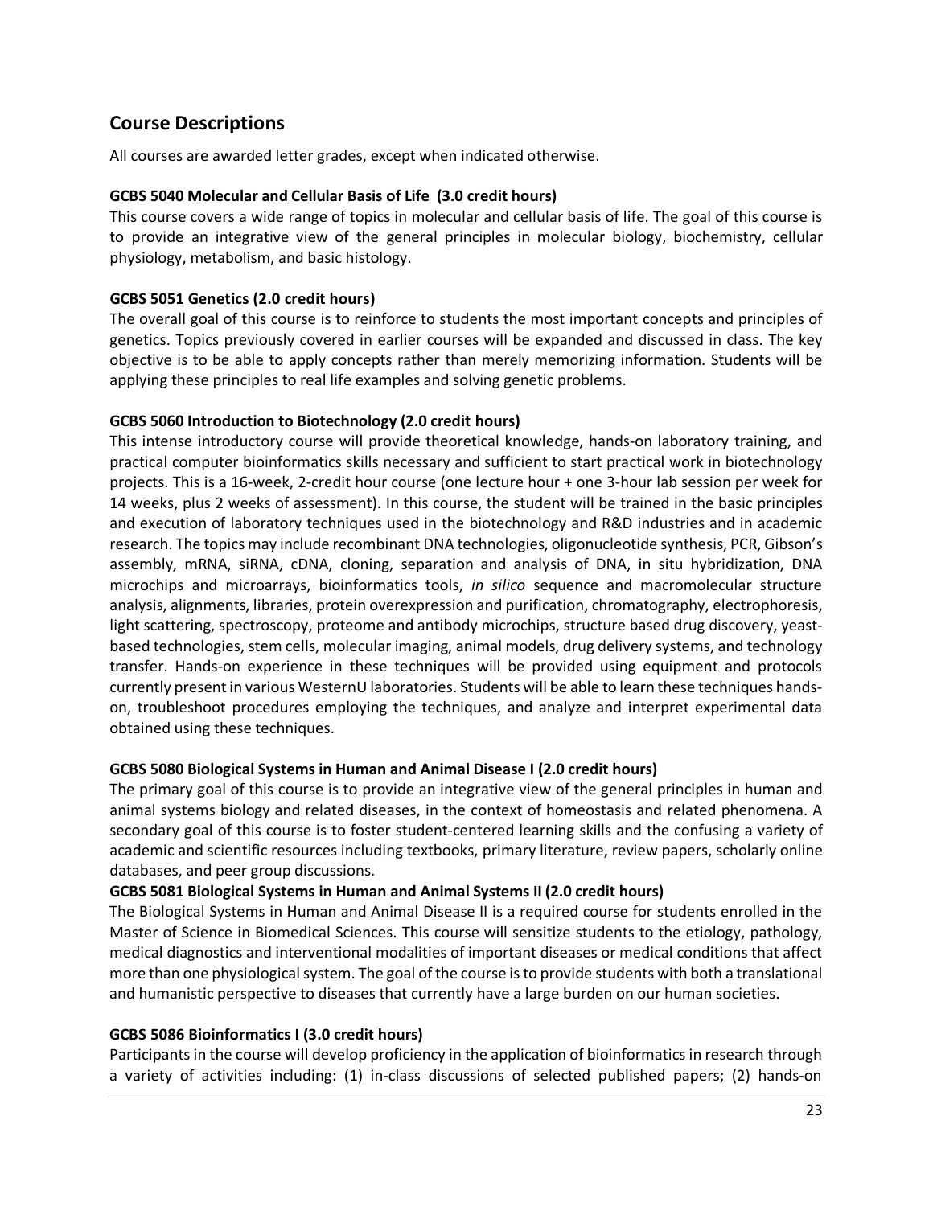## Course Descriptions

All courses are awarded letter grades, except when indicated otherwise.

**GCBS 5040 Molecular and Cellular Basis of Life (3.0 credit hours)**

This course covers a wide range of topics in molecular and cellular basis of life. The goal of this course is to provide an integrative view of the general principles in molecular biology, biochemistry, cellular physiology, metabolism, and basic histology.

**GCBS 5051 Genetics (2.0 credit hours)**

The overall goal of this course is to reinforce to students the most important concepts and principles of genetics. Topics previously covered in earlier courses will be expanded and discussed in class. The key objective is to be able to apply concepts rather than merely memorizing information. Students will be applying these principles to real life examples and solving genetic problems.

**GCBS 5060 Introduction to Biotechnology (2.0 credit hours)**

This intense introductory course will provide theoretical knowledge, hands-on laboratory training, and practical computer bioinformatics skills necessary and sufficient to start practical work in biotechnology projects. This is a 16-week, 2-credit hour course (one lecture hour + one 3-hour lab session per week for 14 weeks, plus 2 weeks of assessment). In this course, the student will be trained in the basic principles and execution of laboratory techniques used in the biotechnology and R&D industries and in academic research. The topics may include recombinant DNA technologies, oligonucleotide synthesis, PCR, Gibson's assembly, mRNA, siRNA, cDNA, cloning, separation and analysis of DNA, in situ hybridization, DNA microchips and microarrays, bioinformatics tools, *in silico* sequence and macromolecular structure analysis, alignments, libraries, protein overexpression and purification, chromatography, electrophoresis, light scattering, spectroscopy, proteome and antibody microchips, structure based drug discovery, yeast-based technologies, stem cells, molecular imaging, animal models, drug delivery systems, and technology transfer. Hands-on experience in these techniques will be provided using equipment and protocols currently present in various WesternU laboratories. Students will be able to learn these techniques hands-on, troubleshoot procedures employing the techniques, and analyze and interpret experimental data obtained using these techniques.

**GCBS 5080 Biological Systems in Human and Animal Disease I (2.0 credit hours)**

The primary goal of this course is to provide an integrative view of the general principles in human and animal systems biology and related diseases, in the context of homeostasis and related phenomena. A secondary goal of this course is to foster student-centered learning skills and the confusing a variety of academic and scientific resources including textbooks, primary literature, review papers, scholarly online databases, and peer group discussions.

**GCBS 5081 Biological Systems in Human and Animal Systems II (2.0 credit hours)**

The Biological Systems in Human and Animal Disease II is a required course for students enrolled in the Master of Science in Biomedical Sciences. This course will sensitize students to the etiology, pathology, medical diagnostics and interventional modalities of important diseases or medical conditions that affect more than one physiological system. The goal of the course is to provide students with both a translational and humanistic perspective to diseases that currently have a large burden on our human societies.

**GCBS 5086 Bioinformatics I (3.0 credit hours)**

Participants in the course will develop proficiency in the application of bioinformatics in research through a variety of activities including: (1) in-class discussions of selected published papers; (2) hands-on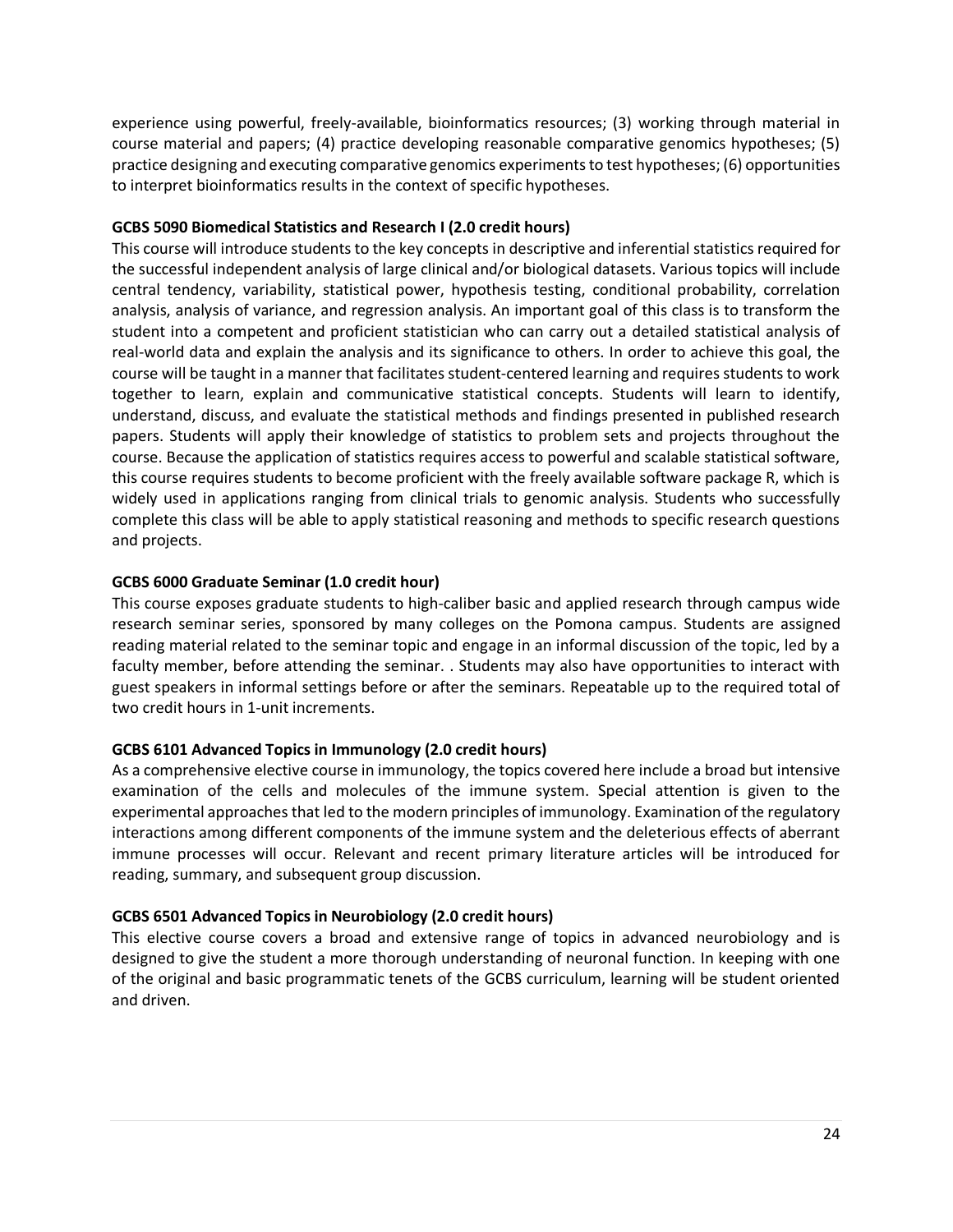experience using powerful, freely-available, bioinformatics resources; (3) working through material in course material and papers; (4) practice developing reasonable comparative genomics hypotheses; (5) practice designing and executing comparative genomics experiments to test hypotheses; (6) opportunities to interpret bioinformatics results in the context of specific hypotheses.

**GCBS 5090 Biomedical Statistics and Research I (2.0 credit hours)**

This course will introduce students to the key concepts in descriptive and inferential statistics required for the successful independent analysis of large clinical and/or biological datasets. Various topics will include central tendency, variability, statistical power, hypothesis testing, conditional probability, correlation analysis, analysis of variance, and regression analysis. An important goal of this class is to transform the student into a competent and proficient statistician who can carry out a detailed statistical analysis of real-world data and explain the analysis and its significance to others. In order to achieve this goal, the course will be taught in a manner that facilitates student-centered learning and requires students to work together to learn, explain and communicative statistical concepts. Students will learn to identify, understand, discuss, and evaluate the statistical methods and findings presented in published research papers. Students will apply their knowledge of statistics to problem sets and projects throughout the course. Because the application of statistics requires access to powerful and scalable statistical software, this course requires students to become proficient with the freely available software package R, which is widely used in applications ranging from clinical trials to genomic analysis. Students who successfully complete this class will be able to apply statistical reasoning and methods to specific research questions and projects.

**GCBS 6000 Graduate Seminar (1.0 credit hour)**

This course exposes graduate students to high-caliber basic and applied research through campus wide research seminar series, sponsored by many colleges on the Pomona campus. Students are assigned reading material related to the seminar topic and engage in an informal discussion of the topic, led by a faculty member, before attending the seminar. . Students may also have opportunities to interact with guest speakers in informal settings before or after the seminars. Repeatable up to the required total of two credit hours in 1-unit increments.

**GCBS 6101 Advanced Topics in Immunology (2.0 credit hours)**

As a comprehensive elective course in immunology, the topics covered here include a broad but intensive examination of the cells and molecules of the immune system. Special attention is given to the experimental approaches that led to the modern principles of immunology. Examination of the regulatory interactions among different components of the immune system and the deleterious effects of aberrant immune processes will occur. Relevant and recent primary literature articles will be introduced for reading, summary, and subsequent group discussion.

**GCBS 6501 Advanced Topics in Neurobiology (2.0 credit hours)**

This elective course covers a broad and extensive range of topics in advanced neurobiology and is designed to give the student a more thorough understanding of neuronal function. In keeping with one of the original and basic programmatic tenets of the GCBS curriculum, learning will be student oriented and driven.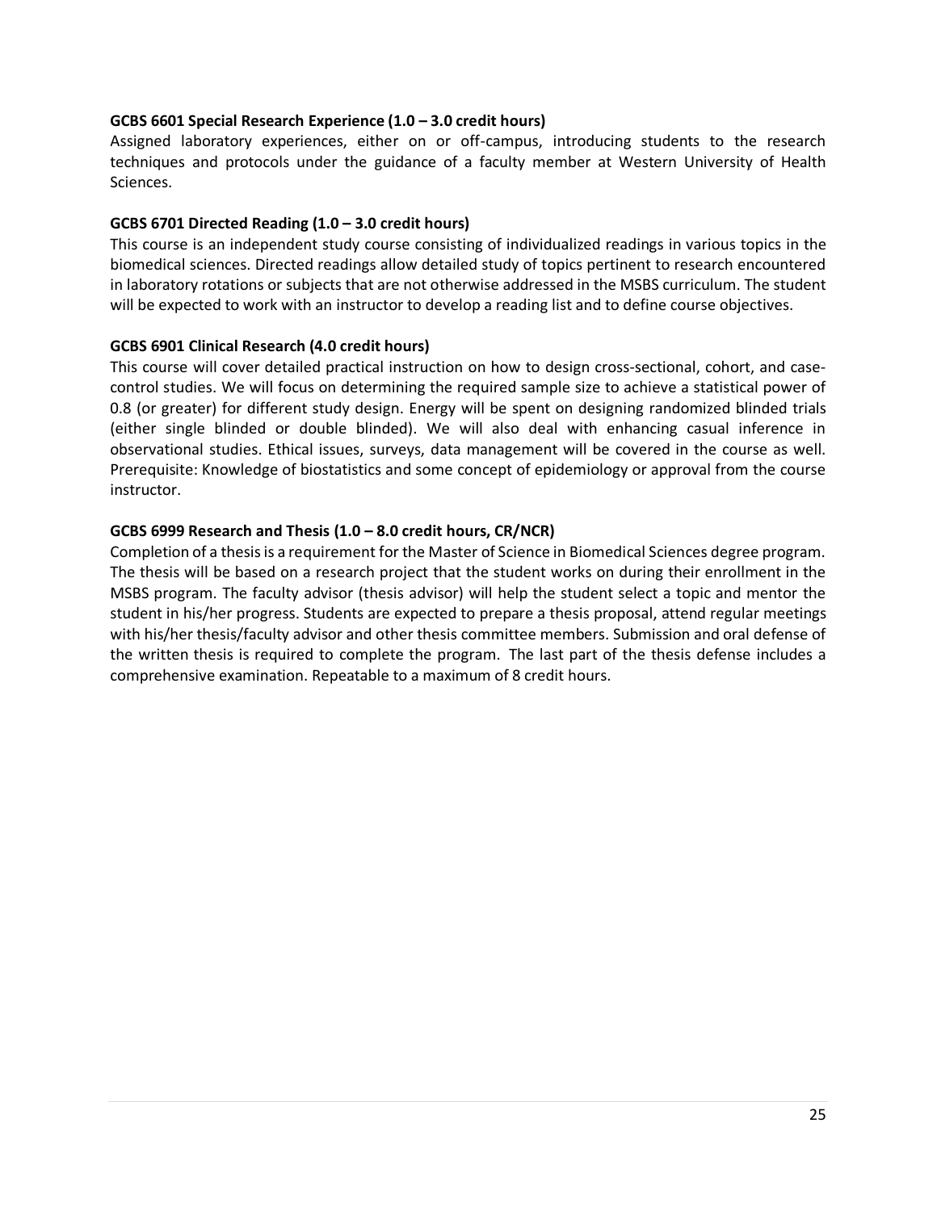**GCBS 6601 Special Research Experience (1.0 – 3.0 credit hours)**
Assigned laboratory experiences, either on or off-campus, introducing students to the research techniques and protocols under the guidance of a faculty member at Western University of Health Sciences.

**GCBS 6701 Directed Reading (1.0 – 3.0 credit hours)**
This course is an independent study course consisting of individualized readings in various topics in the biomedical sciences. Directed readings allow detailed study of topics pertinent to research encountered in laboratory rotations or subjects that are not otherwise addressed in the MSBS curriculum. The student will be expected to work with an instructor to develop a reading list and to define course objectives.

**GCBS 6901 Clinical Research (4.0 credit hours)**
This course will cover detailed practical instruction on how to design cross-sectional, cohort, and case-control studies. We will focus on determining the required sample size to achieve a statistical power of 0.8 (or greater) for different study design. Energy will be spent on designing randomized blinded trials (either single blinded or double blinded). We will also deal with enhancing casual inference in observational studies. Ethical issues, surveys, data management will be covered in the course as well. Prerequisite: Knowledge of biostatistics and some concept of epidemiology or approval from the course instructor.

**GCBS 6999 Research and Thesis (1.0 – 8.0 credit hours, CR/NCR)**
Completion of a thesis is a requirement for the Master of Science in Biomedical Sciences degree program. The thesis will be based on a research project that the student works on during their enrollment in the MSBS program. The faculty advisor (thesis advisor) will help the student select a topic and mentor the student in his/her progress. Students are expected to prepare a thesis proposal, attend regular meetings with his/her thesis/faculty advisor and other thesis committee members. Submission and oral defense of the written thesis is required to complete the program. The last part of the thesis defense includes a comprehensive examination. Repeatable to a maximum of 8 credit hours.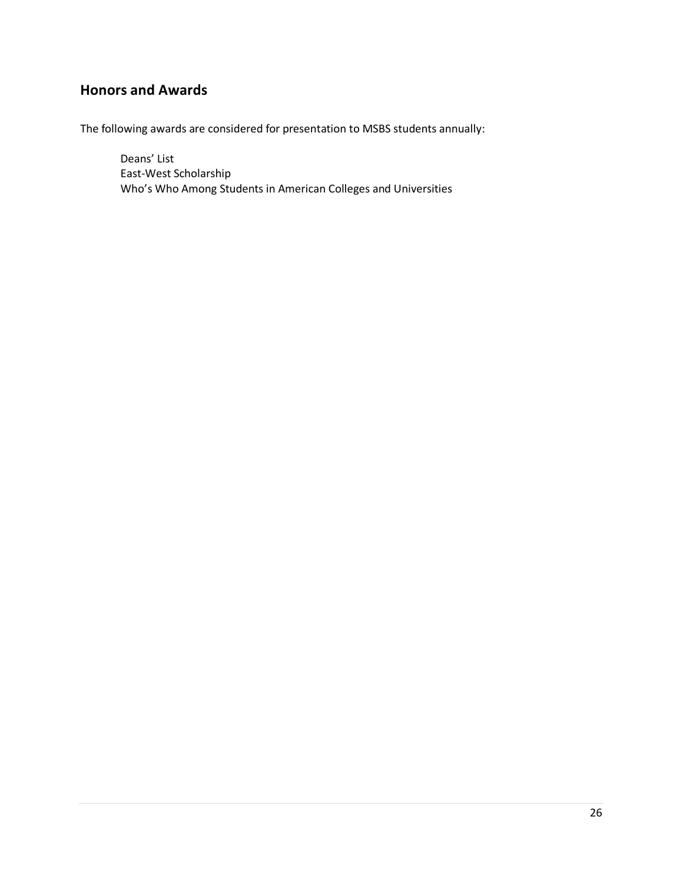## Honors and Awards

The following awards are considered for presentation to MSBS students annually:

Deans' List
East-West Scholarship
Who's Who Among Students in American Colleges and Universities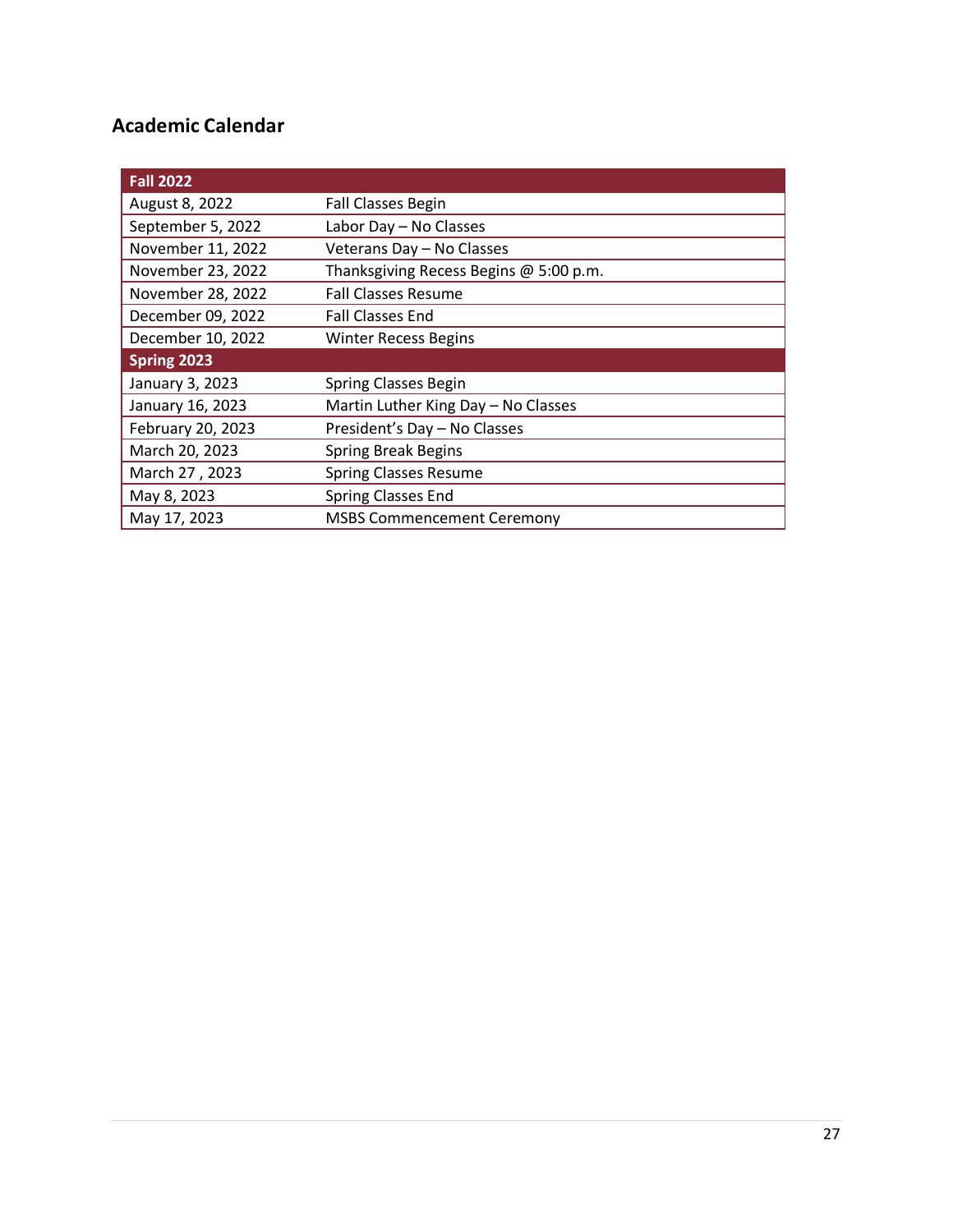## Academic Calendar

| Fall 2022 | |
|---|---|
| August 8, 2022 | Fall Classes Begin |
| September 5, 2022 | Labor Day – No Classes |
| November 11, 2022 | Veterans Day – No Classes |
| November 23, 2022 | Thanksgiving Recess Begins @ 5:00 p.m. |
| November 28, 2022 | Fall Classes Resume |
| December 09, 2022 | Fall Classes End |
| December 10, 2022 | Winter Recess Begins |
| **Spring 2023** | |
| January 3, 2023 | Spring Classes Begin |
| January 16, 2023 | Martin Luther King Day – No Classes |
| February 20, 2023 | President's Day – No Classes |
| March 20, 2023 | Spring Break Begins |
| March 27 , 2023 | Spring Classes Resume |
| May 8, 2023 | Spring Classes End |
| May 17, 2023 | MSBS Commencement Ceremony |